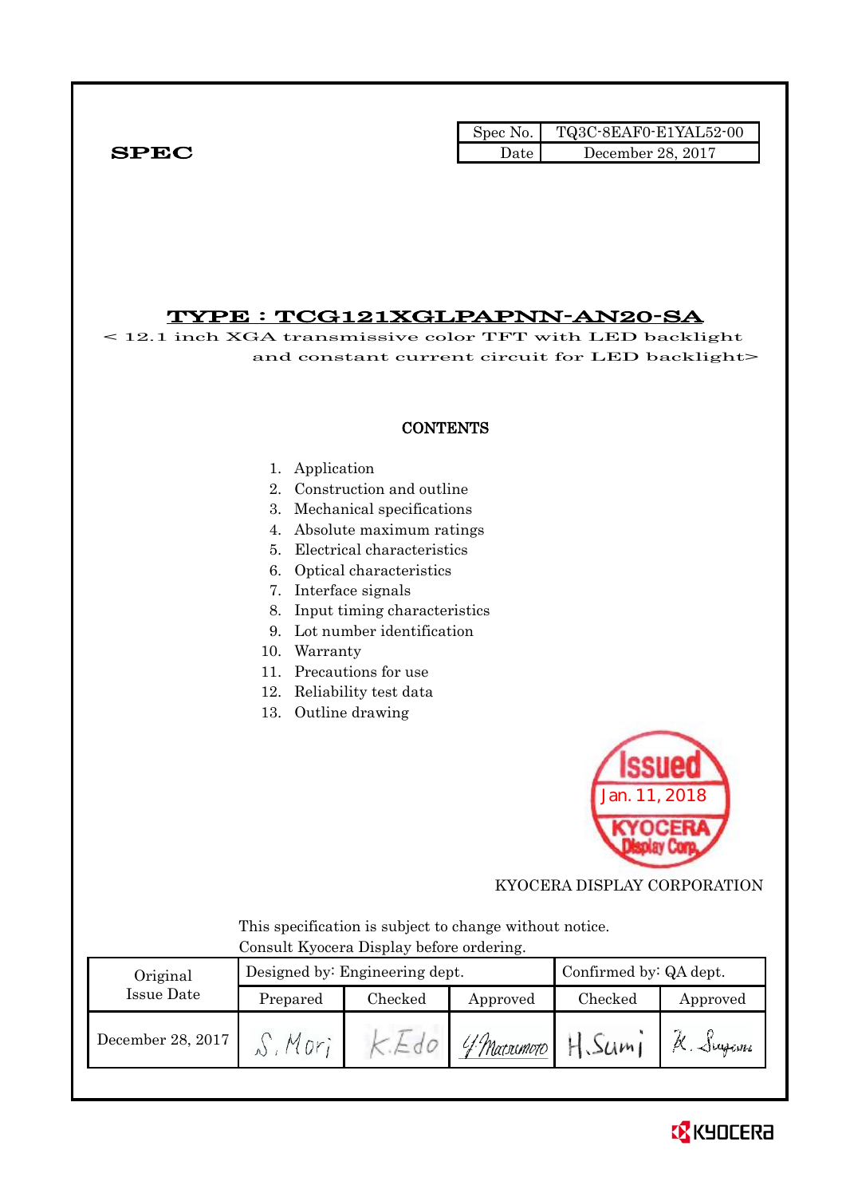SPEC

| Spec No. | TQ3C-8EAF0-E1YAL52-00 |
|---|---|
| Date | December 28, 2017 |

# TYPE : TCG121XGLPAPNN-AN20-SA

< 12.1 inch XGA transmissive color TFT with LED backlight and constant current circuit for LED backlight>

## CONTENTS

1. Application
2. Construction and outline
3. Mechanical specifications
4. Absolute maximum ratings
5. Electrical characteristics
6. Optical characteristics
7. Interface signals
8. Input timing characteristics
9. Lot number identification
10. Warranty
11. Precautions for use
12. Reliability test data
13. Outline drawing

Issued Jan. 11, 2018 KYOCERA Display Corp.

KYOCERA DISPLAY CORPORATION

This specification is subject to change without notice.
Consult Kyocera Display before ordering.

| Original Issue Date | Designed by: Engineering dept. | | | Confirmed by: QA dept. | |
|---|---|---|---|---|---|
| | Prepared | Checked | Approved | Checked | Approved |
| December 28, 2017 | S. Mori | K. Edo | Y. Matsumoto | H. Sumi | K. Sugiura |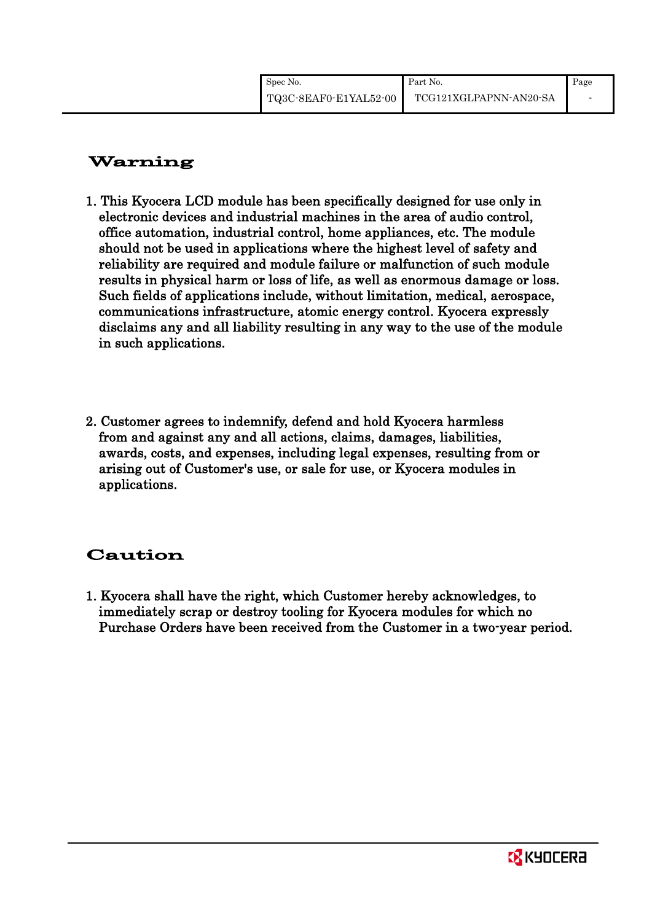## Warning

1. This Kyocera LCD module has been specifically designed for use only in electronic devices and industrial machines in the area of audio control, office automation, industrial control, home appliances, etc. The module should not be used in applications where the highest level of safety and reliability are required and module failure or malfunction of such module results in physical harm or loss of life, as well as enormous damage or loss. Such fields of applications include, without limitation, medical, aerospace, communications infrastructure, atomic energy control. Kyocera expressly disclaims any and all liability resulting in any way to the use of the module in such applications.

2. Customer agrees to indemnify, defend and hold Kyocera harmless from and against any and all actions, claims, damages, liabilities, awards, costs, and expenses, including legal expenses, resulting from or arising out of Customer's use, or sale for use, or Kyocera modules in applications.

## Caution

1. Kyocera shall have the right, which Customer hereby acknowledges, to immediately scrap or destroy tooling for Kyocera modules for which no Purchase Orders have been received from the Customer in a two-year period.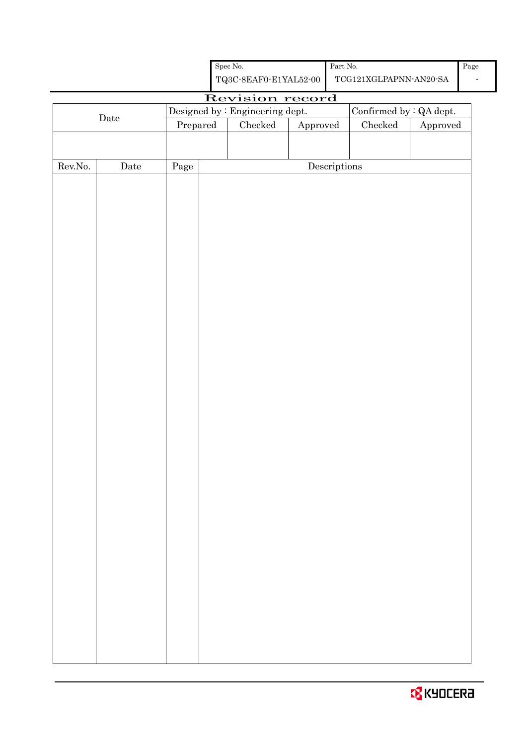| Spec No. | Part No. | Page |
|---|---|---|
| TQ3C-8EAF0-E1YAL52-00 | TCG121XGLPAPNN-AN20-SA | - |

# Revision record

| Date | Designed by : Engineering dept. | | | Confirmed by : QA dept. | |
|---|---|---|---|---|---|
| | Prepared | Checked | Approved | Checked | Approved |
| | | | | | |

| Rev.No. | Date | Page | Descriptions |
|---|---|---|---|
| | | | |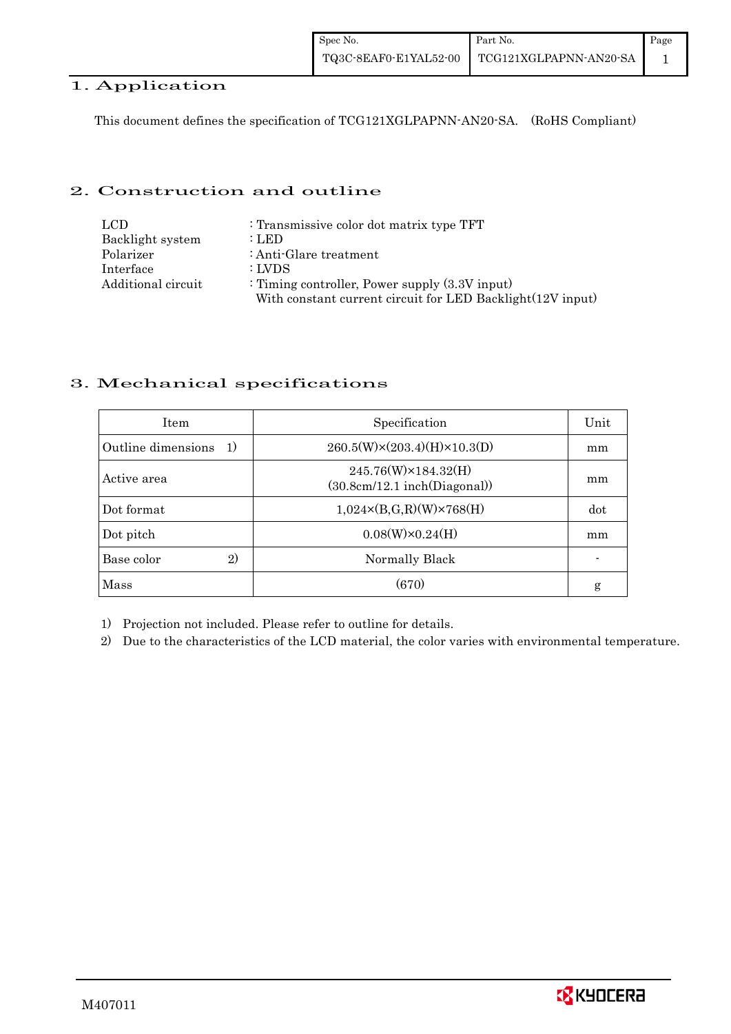## 1. Application

This document defines the specification of TCG121XGLPAPNN-AN20-SA. (RoHS Compliant)

## 2. Construction and outline

| | |
|---|---|
| LCD | : Transmissive color dot matrix type TFT |
| Backlight system | : LED |
| Polarizer | : Anti-Glare treatment |
| Interface | : LVDS |
| Additional circuit | : Timing controller, Power supply (3.3V input)<br>With constant current circuit for LED Backlight(12V input) |

## 3. Mechanical specifications

| Item | Specification | Unit |
|---|---|---|
| Outline dimensions 1) | 260.5(W)×(203.4)(H)×10.3(D) | mm |
| Active area | 245.76(W)×184.32(H)<br>(30.8cm/12.1 inch(Diagonal)) | mm |
| Dot format | 1,024×(B,G,R)(W)×768(H) | dot |
| Dot pitch | 0.08(W)×0.24(H) | mm |
| Base color 2) | Normally Black | - |
| Mass | (670) | g |

1) Projection not included. Please refer to outline for details.

2) Due to the characteristics of the LCD material, the color varies with environmental temperature.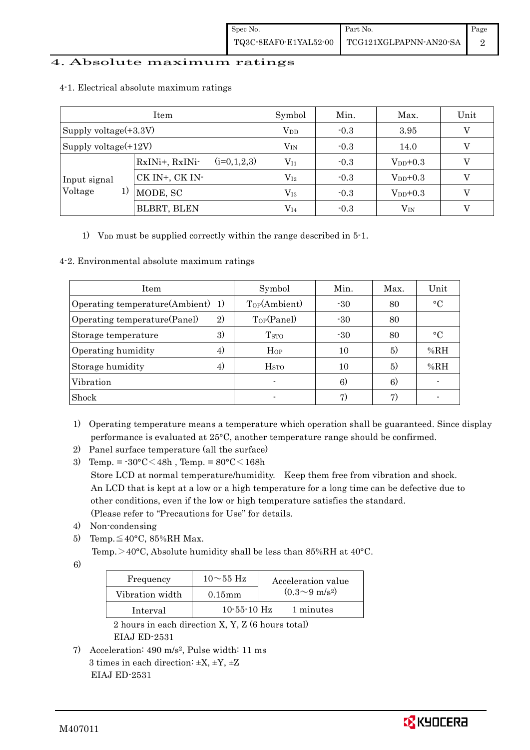# 4. Absolute maximum ratings

4-1. Electrical absolute maximum ratings

| Item | | Symbol | Min. | Max. | Unit |
|---|---|---|---|---|---|
| Supply voltage(+3.3V) | | $V_{DD}$ | -0.3 | 3.95 | V |
| Supply voltage(+12V) | | $V_{IN}$ | -0.3 | 14.0 | V |
| Input signal Voltage 1) | RxINi+, RxINi- (i=0,1,2,3) | $V_{I1}$ | -0.3 | $V_{DD}$+0.3 | V |
| | CK IN+, CK IN- | $V_{I2}$ | -0.3 | $V_{DD}$+0.3 | V |
| | MODE, SC | $V_{I3}$ | -0.3 | $V_{DD}$+0.3 | V |
| | BLBRT, BLEN | $V_{I4}$ | -0.3 | $V_{IN}$ | V |

1) $V_{DD}$ must be supplied correctly within the range described in 5-1.

4-2. Environmental absolute maximum ratings

| Item | Symbol | Min. | Max. | Unit |
|---|---|---|---|---|
| Operating temperature(Ambient) 1) | $T_{OP}$(Ambient) | -30 | 80 | °C |
| Operating temperature(Panel) 2) | $T_{OP}$(Panel) | -30 | 80 | |
| Storage temperature 3) | $T_{STO}$ | -30 | 80 | °C |
| Operating humidity 4) | $H_{OP}$ | 10 | 5) | %RH |
| Storage humidity 4) | $H_{STO}$ | 10 | 5) | %RH |
| Vibration | - | 6) | 6) | - |
| Shock | - | 7) | 7) | - |

1) Operating temperature means a temperature which operation shall be guaranteed. Since display performance is evaluated at 25°C, another temperature range should be confirmed.
2) Panel surface temperature (all the surface)
3) Temp. = -30°C < 48h , Temp. = 80°C < 168h
   Store LCD at normal temperature/humidity. Keep them free from vibration and shock.
   An LCD that is kept at a low or a high temperature for a long time can be defective due to other conditions, even if the low or high temperature satisfies the standard.
   (Please refer to "Precautions for Use" for details.
4) Non-condensing
5) Temp. ≦ 40°C, 85%RH Max.
   Temp. > 40°C, Absolute humidity shall be less than 85%RH at 40°C.
6)

| Frequency | 10～55 Hz | Acceleration value (0.3～9 m/s²) |
|---|---|---|
| Vibration width | 0.15mm | |
| Interval | 10-55-10 Hz | 1 minutes |

   2 hours in each direction X, Y, Z (6 hours total)
   EIAJ ED-2531
7) Acceleration: 490 m/s², Pulse width: 11 ms
   3 times in each direction: ±X, ±Y, ±Z
   EIAJ ED-2531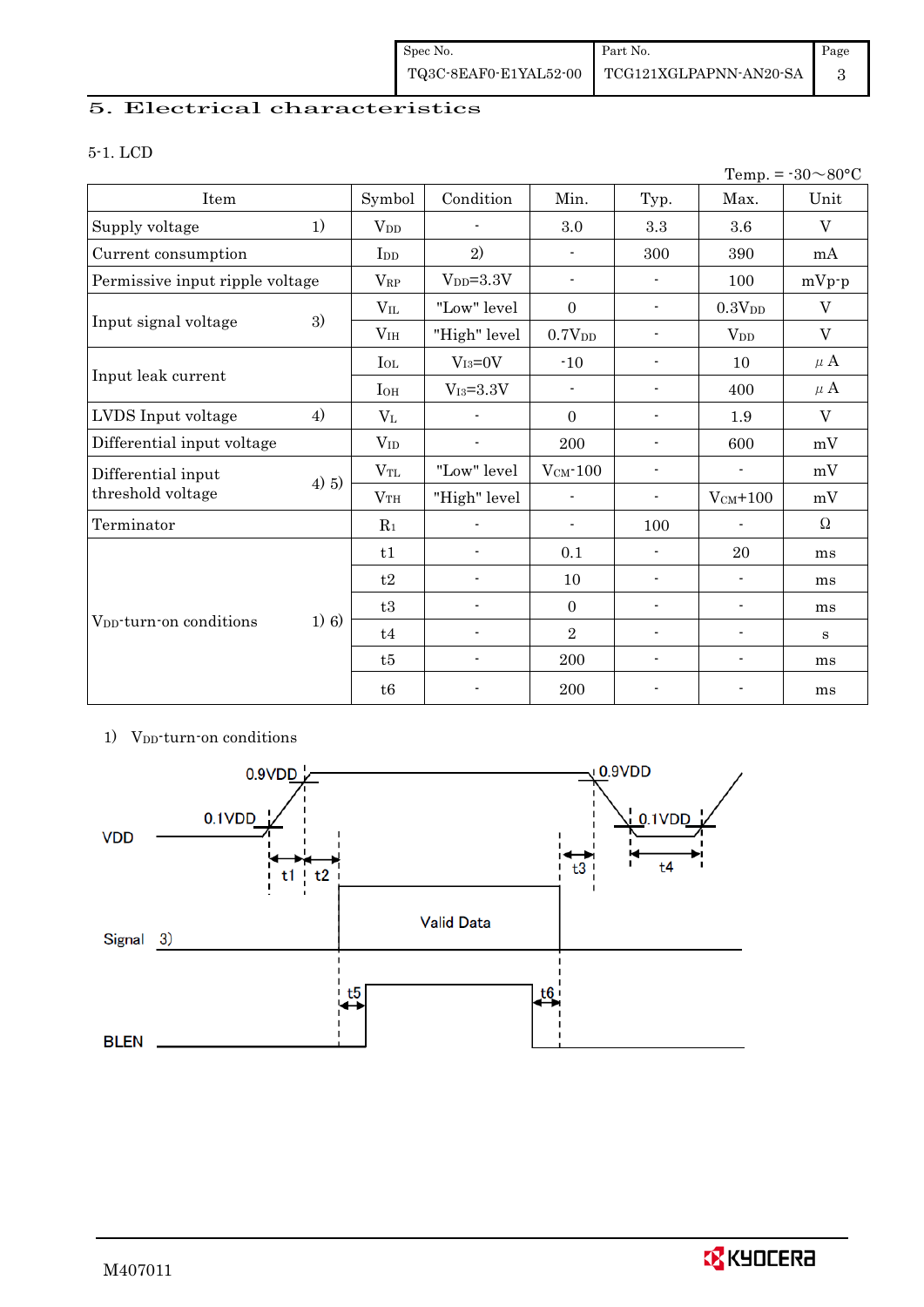## 5. Electrical characteristics

### 5-1. LCD

Temp. = -30～80°C

| Item | | Symbol | Condition | Min. | Typ. | Max. | Unit |
|---|---|---|---|---|---|---|---|
| Supply voltage | 1) | $V_{DD}$ | - | 3.0 | 3.3 | 3.6 | V |
| Current consumption | | $I_{DD}$ | 2) | - | 300 | 390 | mA |
| Permissive input ripple voltage | | $V_{RP}$ | $V_{DD}$=3.3V | - | - | 100 | mVp-p |
| Input signal voltage | 3) | $V_{IL}$ | "Low" level | 0 | - | $0.3V_{DD}$ | V |
| | | $V_{IH}$ | "High" level | $0.7V_{DD}$ | - | $V_{DD}$ | V |
| Input leak current | | $I_{OL}$ | $V_{I3}$=0V | -10 | - | 10 | μA |
| | | $I_{OH}$ | $V_{I3}$=3.3V | - | - | 400 | μA |
| LVDS Input voltage | 4) | $V_L$ | - | 0 | - | 1.9 | V |
| Differential input voltage | | $V_{ID}$ | - | 200 | - | 600 | mV |
| Differential input threshold voltage | 4) 5) | $V_{TL}$ | "Low" level | $V_{CM}$-100 | - | - | mV |
| | | $V_{TH}$ | "High" level | - | - | $V_{CM}$+100 | mV |
| Terminator | | $R_1$ | - | - | 100 | - | Ω |
| $V_{DD}$-turn-on conditions | 1) 6) | t1 | - | 0.1 | - | 20 | ms |
| | | t2 | - | 10 | - | - | ms |
| | | t3 | - | 0 | - | - | ms |
| | | t4 | - | 2 | - | - | s |
| | | t5 | - | 200 | - | - | ms |
| | | t6 | - | 200 | - | - | ms |

1) $V_{DD}$-turn-on conditions

[Timing diagram: VDD rises from 0.1VDD to 0.9VDD (t1), then t2 until Valid Data on Signal 3); BLEN goes high t5 after valid data starts, goes low t6 before valid data ends; t3 between end of valid data and VDD falling below 0.9VDD; t4 is the time VDD stays below 0.1VDD before re-power.]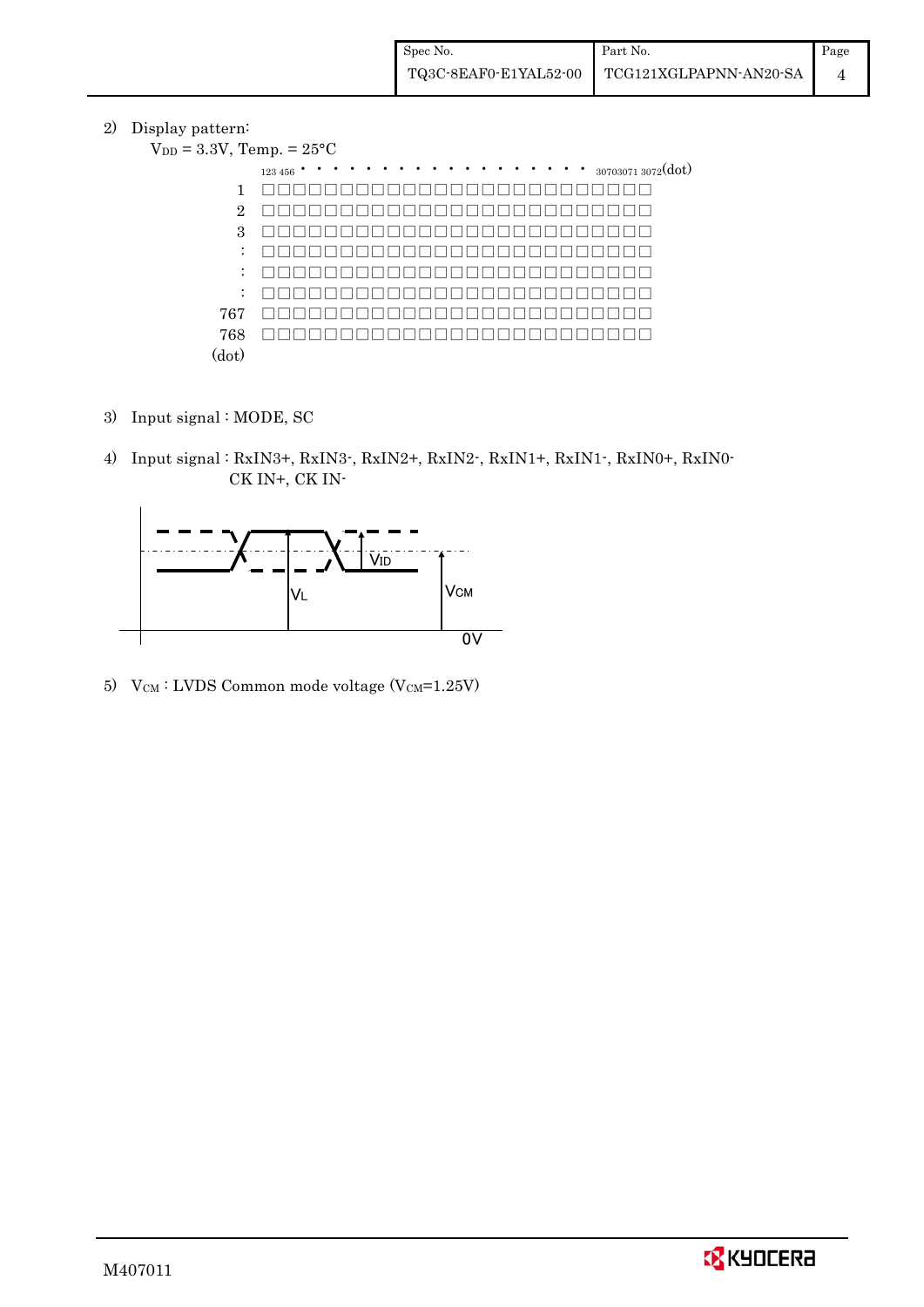2) Display pattern:

$V_{DD}$ = 3.3V, Temp. = 25°C

```
      123 456 • • • • • • • • • • • • • • • • • • • 3070 3071 3072(dot)
  1   □□□□□□□□□□□□□□□□□□□□□□□□□
  2   □□□□□□□□□□□□□□□□□□□□□□□□□
  3   □□□□□□□□□□□□□□□□□□□□□□□□□
  :   □□□□□□□□□□□□□□□□□□□□□□□□□
  :   □□□□□□□□□□□□□□□□□□□□□□□□□
  :   □□□□□□□□□□□□□□□□□□□□□□□□□
767   □□□□□□□□□□□□□□□□□□□□□□□□□
768   □□□□□□□□□□□□□□□□□□□□□□□□□
(dot)
```

3) Input signal : MODE, SC

4) Input signal : RxIN3+, RxIN3-, RxIN2+, RxIN2-, RxIN1+, RxIN1-, RxIN0+, RxIN0-
CK IN+, CK IN-

$V_{ID}$

$V_L$

$V_{CM}$

0V

5) $V_{CM}$ : LVDS Common mode voltage ($V_{CM}$=1.25V)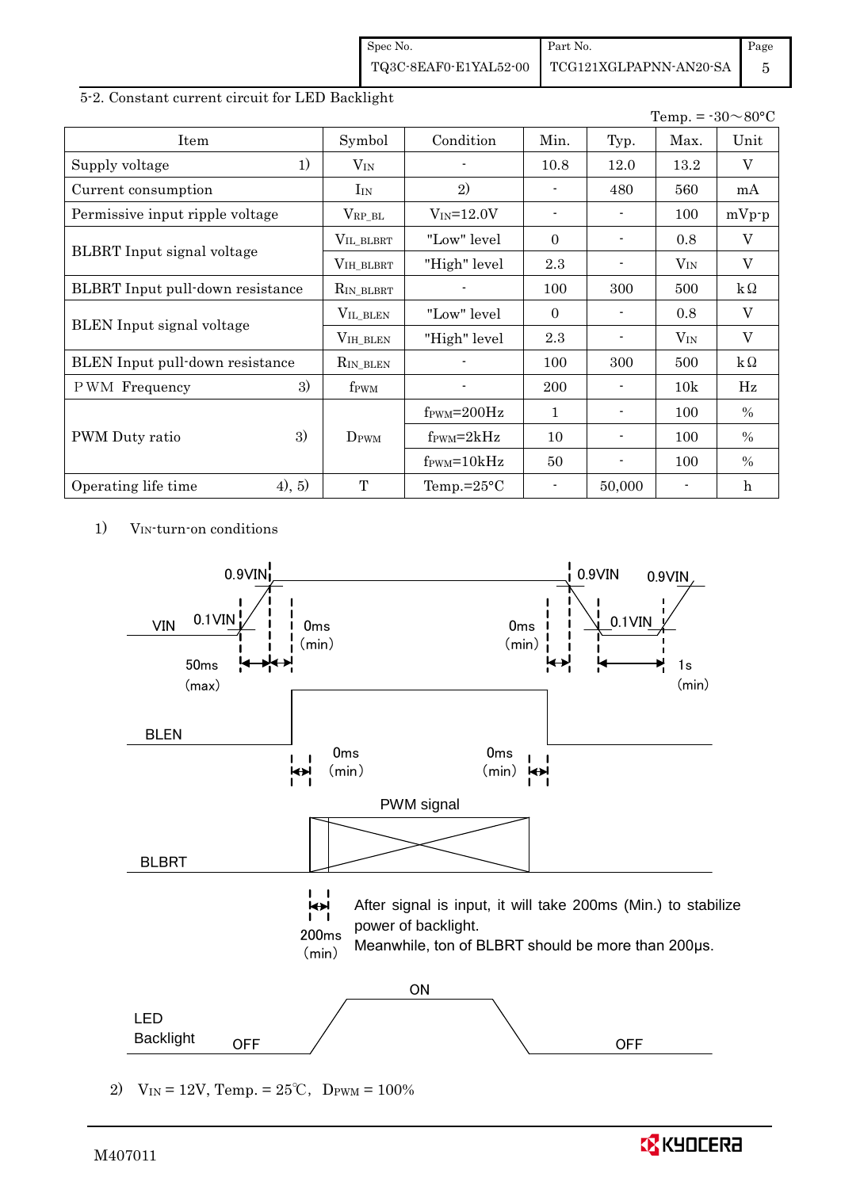5-2. Constant current circuit for LED Backlight

Temp. = -30～80°C

| Item | Symbol | Condition | Min. | Typ. | Max. | Unit |
|---|---|---|---|---|---|---|
| Supply voltage 1) | $V_{IN}$ | - | 10.8 | 12.0 | 13.2 | V |
| Current consumption | $I_{IN}$ | 2) | - | 480 | 560 | mA |
| Permissive input ripple voltage | $V_{RP\_BL}$ | $V_{IN}$=12.0V | - | - | 100 | mVp-p |
| BLBRT Input signal voltage | $V_{IL\_BLBRT}$ | "Low" level | 0 | - | 0.8 | V |
| | $V_{IH\_BLBRT}$ | "High" level | 2.3 | - | $V_{IN}$ | V |
| BLBRT Input pull-down resistance | $R_{IN\_BLBRT}$ | - | 100 | 300 | 500 | kΩ |
| BLEN Input signal voltage | $V_{IL\_BLEN}$ | "Low" level | 0 | - | 0.8 | V |
| | $V_{IH\_BLEN}$ | "High" level | 2.3 | - | $V_{IN}$ | V |
| BLEN Input pull-down resistance | $R_{IN\_BLEN}$ | - | 100 | 300 | 500 | kΩ |
| PWM Frequency 3) | $f_{PWM}$ | - | 200 | - | 10k | Hz |
| PWM Duty ratio 3) | $D_{PWM}$ | $f_{PWM}$=200Hz | 1 | - | 100 | % |
| | | $f_{PWM}$=2kHz | 10 | - | 100 | % |
| | | $f_{PWM}$=10kHz | 50 | - | 100 | % |
| Operating life time 4), 5) | T | Temp.=25°C | - | 50,000 | - | h |

1) $V_{IN}$-turn-on conditions

VIN: 0.1VIN → 0.9VIN rise 50ms (max); 0ms (min); 0ms (min); 0.9VIN → 0.1VIN fall; 1s (min)

BLEN: 0ms (min); 0ms (min)

BLBRT: PWM signal

200ms (min) After signal is input, it will take 200ms (Min.) to stabilize power of backlight.
Meanwhile, ton of BLBRT should be more than 200μs.

LED Backlight: OFF, ON, OFF

2) $V_{IN}$ = 12V, Temp. = 25℃, $D_{PWM}$ = 100%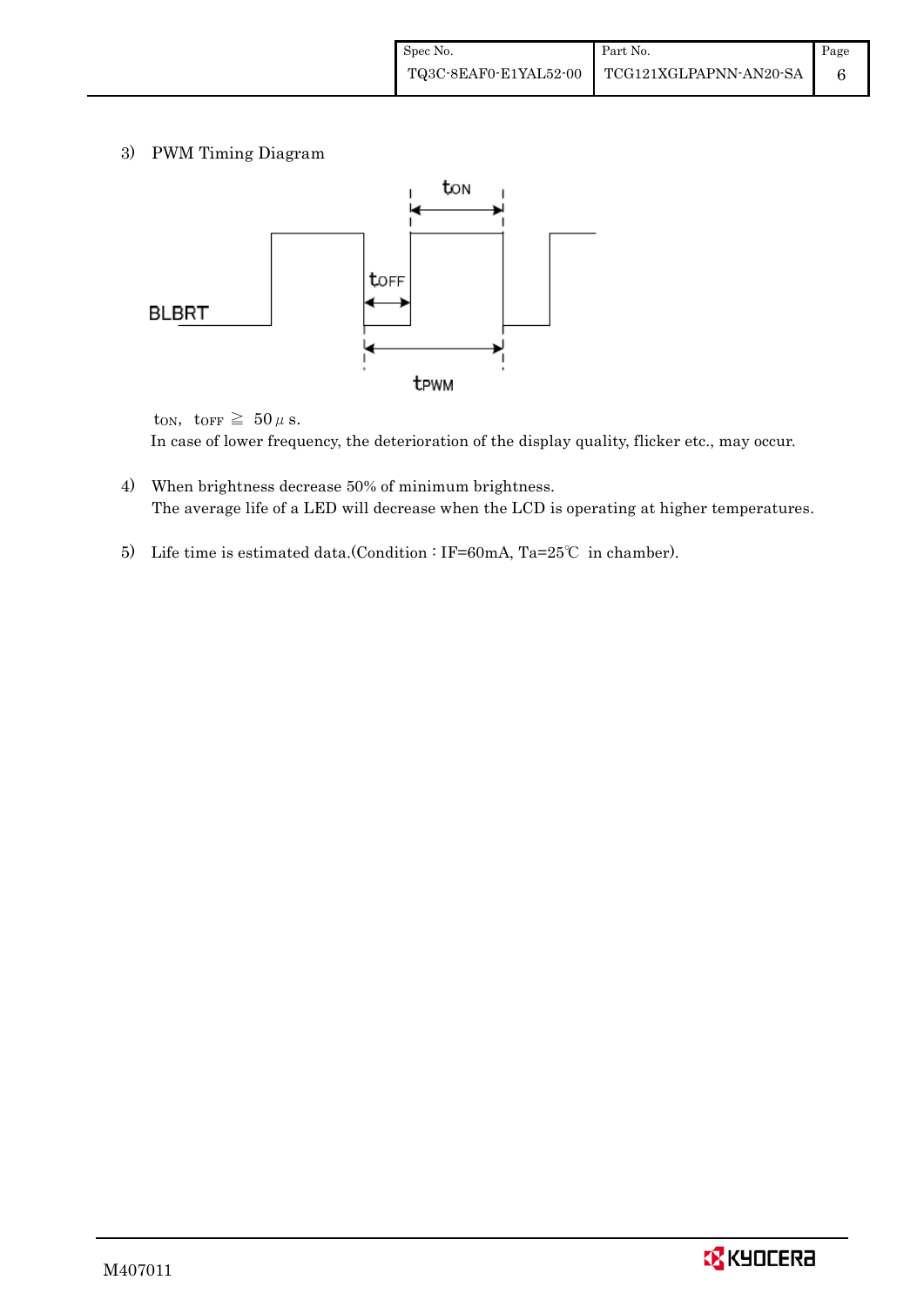3) PWM Timing Diagram

$t_{ON}$, $t_{OFF} \geqq 50\mu s$.

In case of lower frequency, the deterioration of the display quality, flicker etc., may occur.

4) When brightness decrease 50% of minimum brightness.
The average life of a LED will decrease when the LCD is operating at higher temperatures.

5) Life time is estimated data.(Condition : IF=60mA, Ta=25℃ in chamber).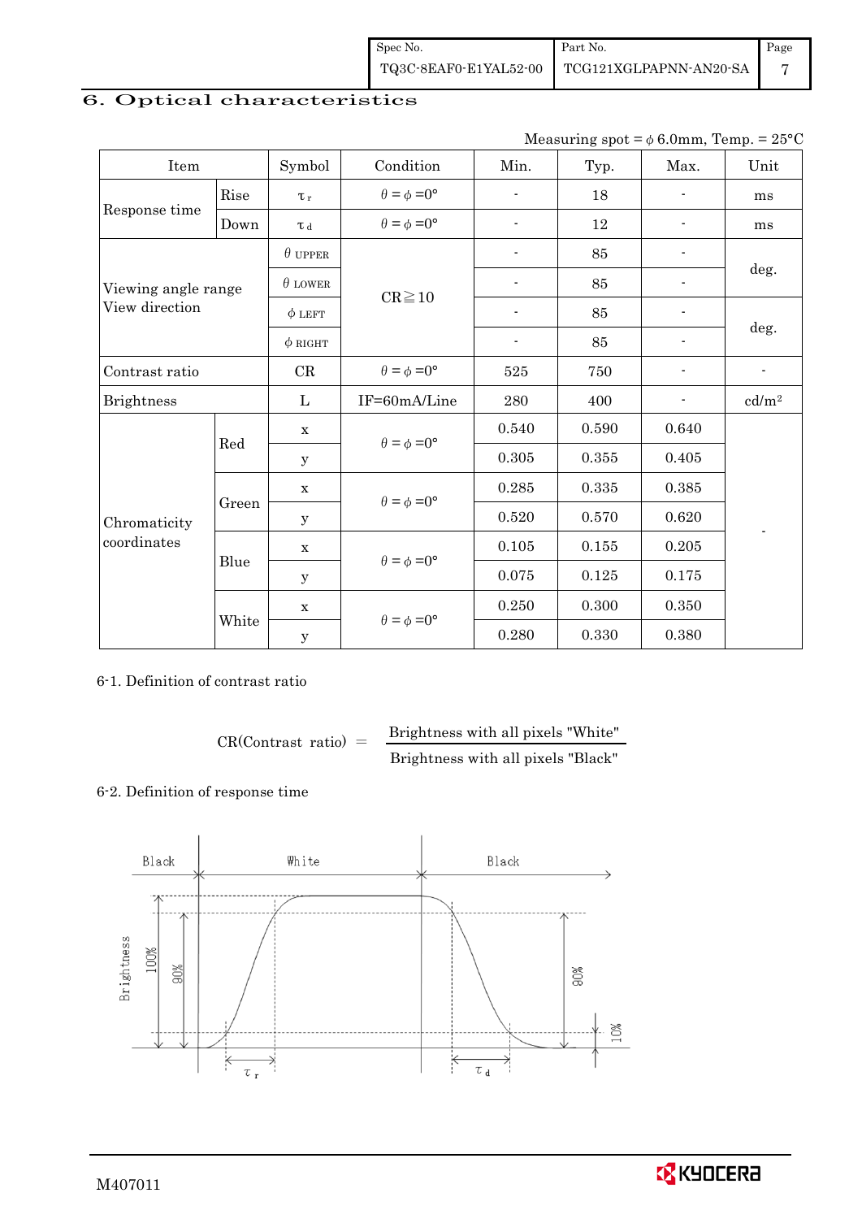## 6. Optical characteristics

Measuring spot = φ 6.0mm, Temp. = 25°C

| Item | | Symbol | Condition | Min. | Typ. | Max. | Unit |
|---|---|---|---|---|---|---|---|
| Response time | Rise | $\tau_r$ | $\theta = \phi = 0°$ | - | 18 | - | ms |
| | Down | $\tau_d$ | $\theta = \phi = 0°$ | - | 12 | - | ms |
| Viewing angle range View direction | | $\theta$ UPPER | CR≧10 | - | 85 | - | deg. |
| | | $\theta$ LOWER | | - | 85 | - | |
| | | $\phi$ LEFT | | - | 85 | - | deg. |
| | | $\phi$ RIGHT | | - | 85 | - | |
| Contrast ratio | | CR | $\theta = \phi = 0°$ | 525 | 750 | - | - |
| Brightness | | L | IF=60mA/Line | 280 | 400 | - | cd/m² |
| Chromaticity coordinates | Red | x | $\theta = \phi = 0°$ | 0.540 | 0.590 | 0.640 | - |
| | | y | | 0.305 | 0.355 | 0.405 | |
| | Green | x | $\theta = \phi = 0°$ | 0.285 | 0.335 | 0.385 | |
| | | y | | 0.520 | 0.570 | 0.620 | |
| | Blue | x | $\theta = \phi = 0°$ | 0.105 | 0.155 | 0.205 | |
| | | y | | 0.075 | 0.125 | 0.175 | |
| | White | x | $\theta = \phi = 0°$ | 0.250 | 0.300 | 0.350 | |
| | | y | | 0.280 | 0.330 | 0.380 | |

6-1. Definition of contrast ratio

$$\text{CR(Contrast ratio)} = \frac{\text{Brightness with all pixels "White"}}{\text{Brightness with all pixels "Black"}}$$

6-2. Definition of response time

Black | White | Black

Brightness, 100%, 90%, 10%, $\tau_r$, $\tau_d$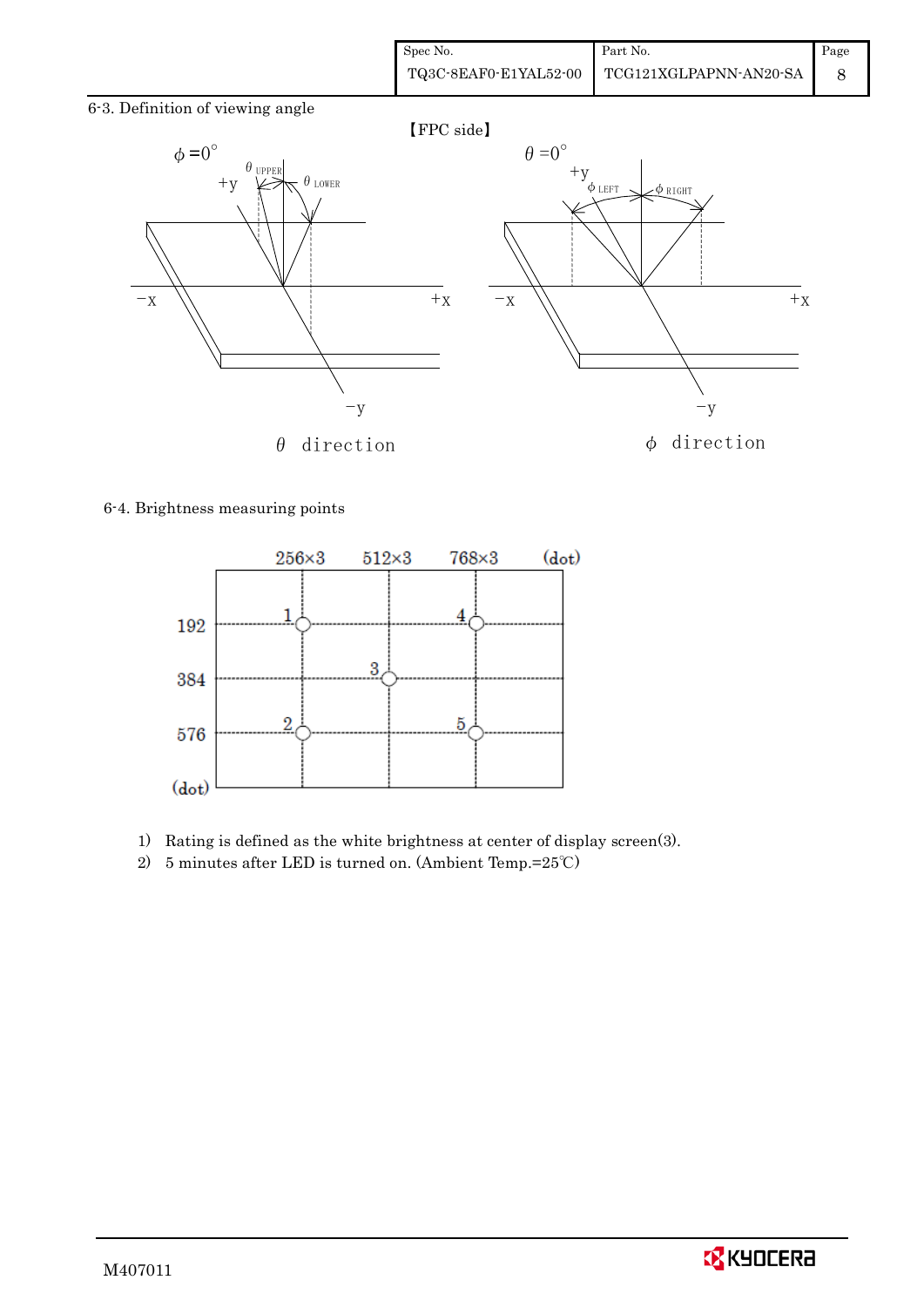### 6-3. Definition of viewing angle

【FPC side】

$\phi = 0°$ — $\theta_{UPPER}$, $\theta_{LOWER}$, +y, −y, −x, +x

$\theta$ direction

$\theta = 0°$ — $\phi_{LEFT}$, $\phi_{RIGHT}$, +y, −y, −x, +x

$\phi$ direction

### 6-4. Brightness measuring points

| (dot) | 256×3 | 512×3 | 768×3 |
|---|---|---|---|
| 192 | 1 | | 4 |
| 384 | | 3 | |
| 576 | 2 | | 5 |

1) Rating is defined as the white brightness at center of display screen(3).
2) 5 minutes after LED is turned on. (Ambient Temp.=25℃)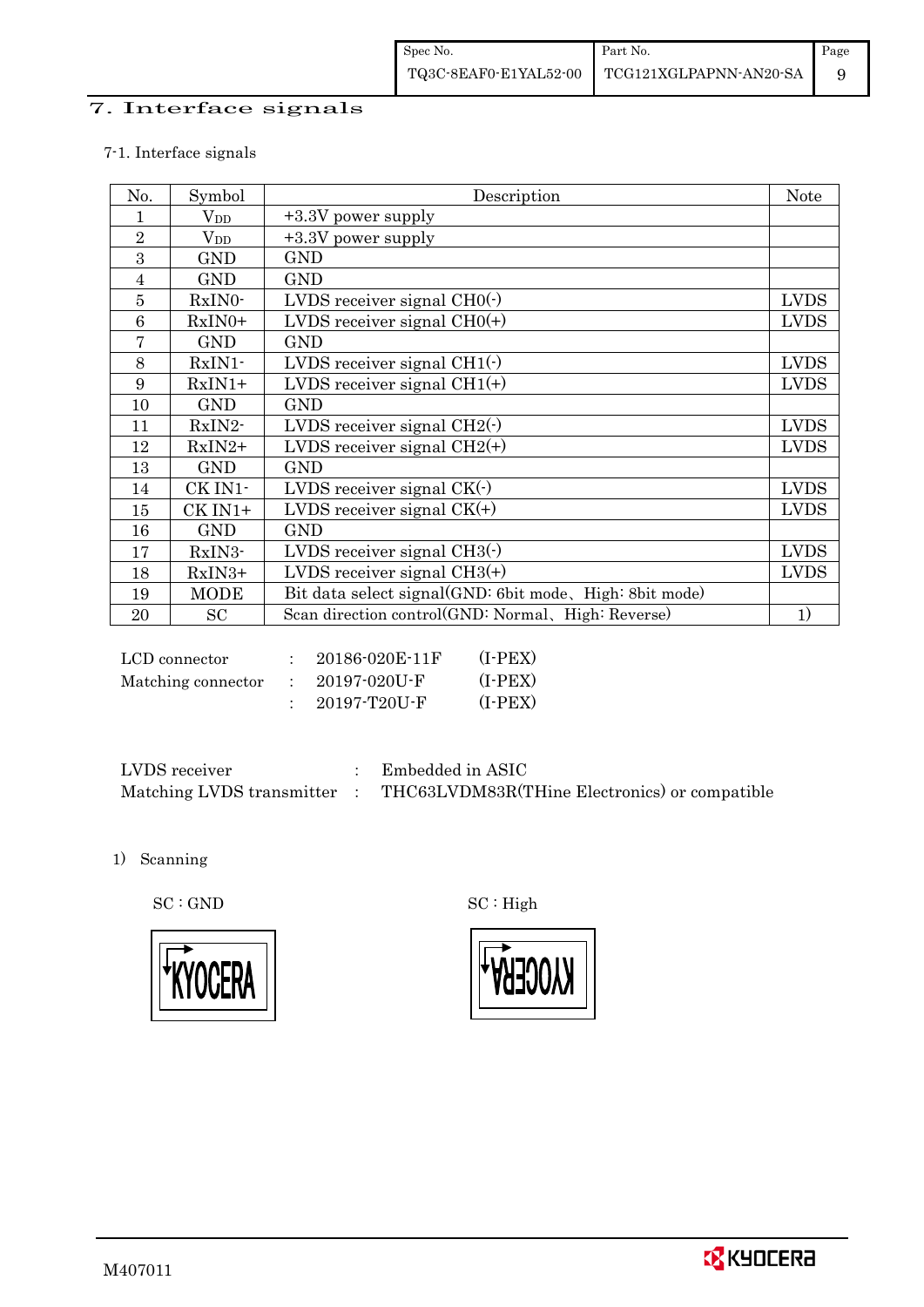# 7. Interface signals

7-1. Interface signals

| No. | Symbol | Description | Note |
|---|---|---|---|
| 1 | $V_{DD}$ | +3.3V power supply | |
| 2 | $V_{DD}$ | +3.3V power supply | |
| 3 | GND | GND | |
| 4 | GND | GND | |
| 5 | RxIN0- | LVDS receiver signal CH0(-) | LVDS |
| 6 | RxIN0+ | LVDS receiver signal CH0(+) | LVDS |
| 7 | GND | GND | |
| 8 | RxIN1- | LVDS receiver signal CH1(-) | LVDS |
| 9 | RxIN1+ | LVDS receiver signal CH1(+) | LVDS |
| 10 | GND | GND | |
| 11 | RxIN2- | LVDS receiver signal CH2(-) | LVDS |
| 12 | RxIN2+ | LVDS receiver signal CH2(+) | LVDS |
| 13 | GND | GND | |
| 14 | CK IN1- | LVDS receiver signal CK(-) | LVDS |
| 15 | CK IN1+ | LVDS receiver signal CK(+) | LVDS |
| 16 | GND | GND | |
| 17 | RxIN3- | LVDS receiver signal CH3(-) | LVDS |
| 18 | RxIN3+ | LVDS receiver signal CH3(+) | LVDS |
| 19 | MODE | Bit data select signal(GND: 6bit mode、High: 8bit mode) | |
| 20 | SC | Scan direction control(GND: Normal、High: Reverse) | 1) |

LCD connector : 20186-020E-11F (I-PEX)
Matching connector : 20197-020U-F (I-PEX)
: 20197-T20U-F (I-PEX)

LVDS receiver : Embedded in ASIC
Matching LVDS transmitter : THC63LVDM83R(THine Electronics) or compatible

1) Scanning

SC : GND

SC : High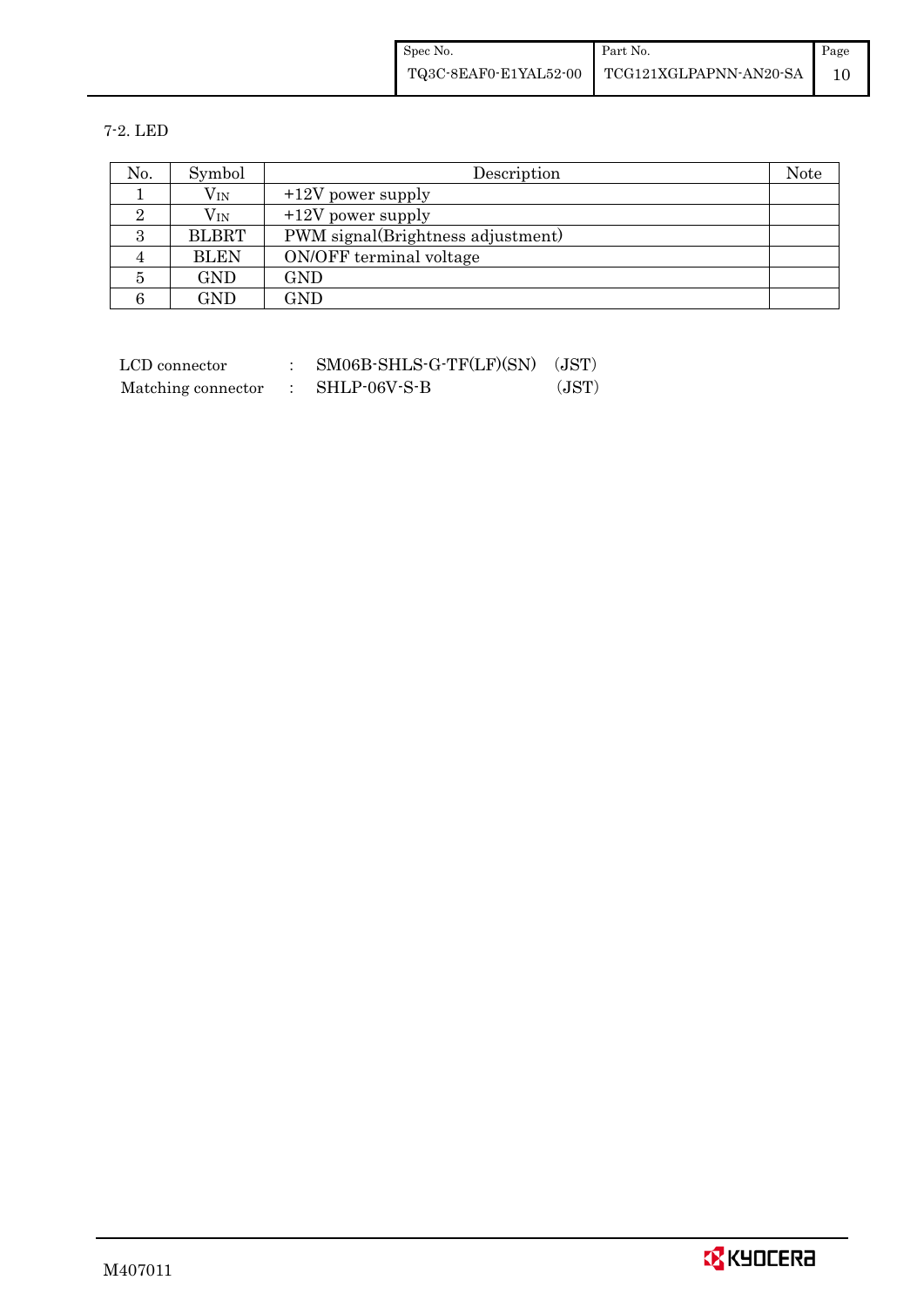7-2. LED

| No. | Symbol | Description | Note |
|---|---|---|---|
| 1 | $V_{IN}$ | +12V power supply | |
| 2 | $V_{IN}$ | +12V power supply | |
| 3 | BLBRT | PWM signal(Brightness adjustment) | |
| 4 | BLEN | ON/OFF terminal voltage | |
| 5 | GND | GND | |
| 6 | GND | GND | |

LCD connector : SM06B-SHLS-G-TF(LF)(SN) (JST)
Matching connector : SHLP-06V-S-B (JST)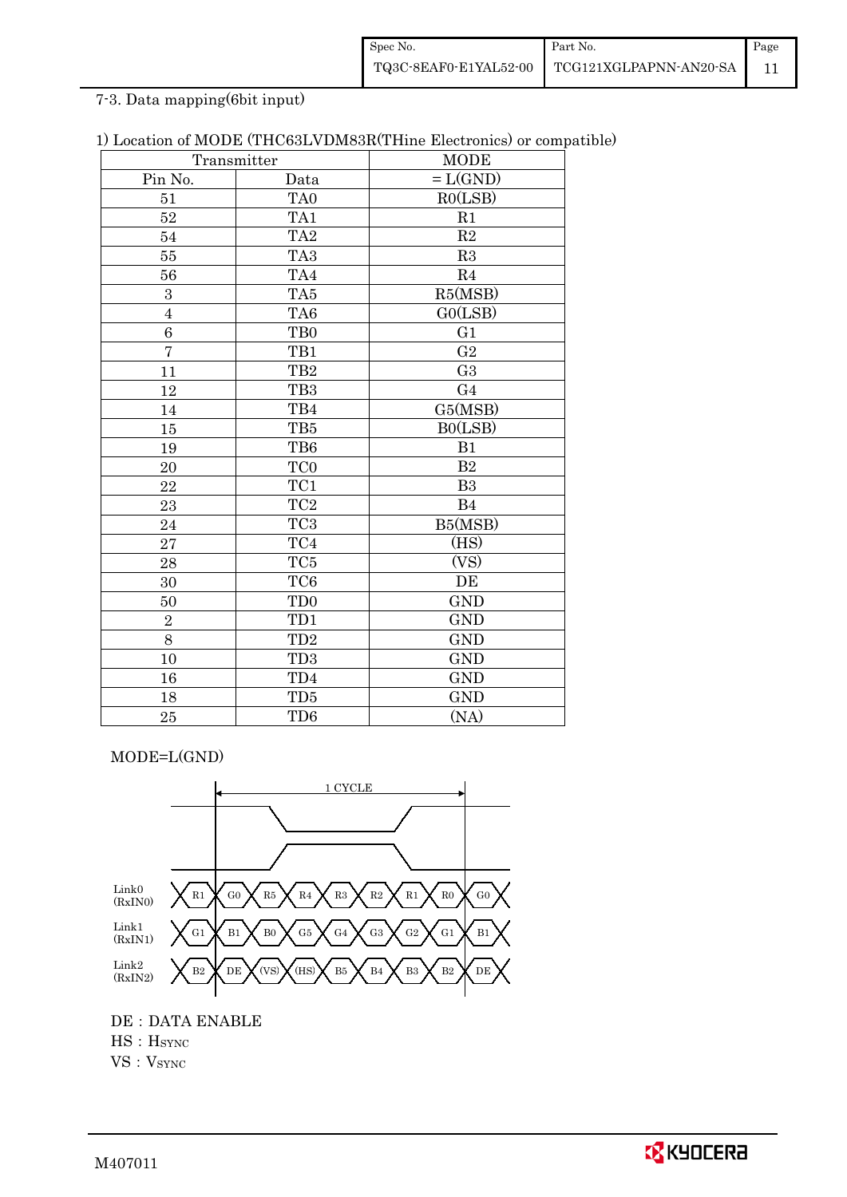7-3. Data mapping(6bit input)

1) Location of MODE (THC63LVDM83R(THine Electronics) or compatible)

| Transmitter | | MODE |
|---|---|---|
| Pin No. | Data | = L(GND) |
| 51 | TA0 | R0(LSB) |
| 52 | TA1 | R1 |
| 54 | TA2 | R2 |
| 55 | TA3 | R3 |
| 56 | TA4 | R4 |
| 3 | TA5 | R5(MSB) |
| 4 | TA6 | G0(LSB) |
| 6 | TB0 | G1 |
| 7 | TB1 | G2 |
| 11 | TB2 | G3 |
| 12 | TB3 | G4 |
| 14 | TB4 | G5(MSB) |
| 15 | TB5 | B0(LSB) |
| 19 | TB6 | B1 |
| 20 | TC0 | B2 |
| 22 | TC1 | B3 |
| 23 | TC2 | B4 |
| 24 | TC3 | B5(MSB) |
| 27 | TC4 | (HS) |
| 28 | TC5 | (VS) |
| 30 | TC6 | DE |
| 50 | TD0 | GND |
| 2 | TD1 | GND |
| 8 | TD2 | GND |
| 10 | TD3 | GND |
| 16 | TD4 | GND |
| 18 | TD5 | GND |
| 25 | TD6 | (NA) |

MODE=L(GND)

1 CYCLE

| Link | | | | | | | | | |
|---|---|---|---|---|---|---|---|---|---|
| Link0 (RxIN0) | R1 | G0 | R5 | R4 | R3 | R2 | R1 | R0 | G0 |
| Link1 (RxIN1) | G1 | B1 | B0 | G5 | G4 | G3 | G2 | G1 | B1 |
| Link2 (RxIN2) | B2 | DE | (VS) | (HS) | B5 | B4 | B3 | B2 | DE |

DE : DATA ENABLE

HS : $H_{SYNC}$

VS : $V_{SYNC}$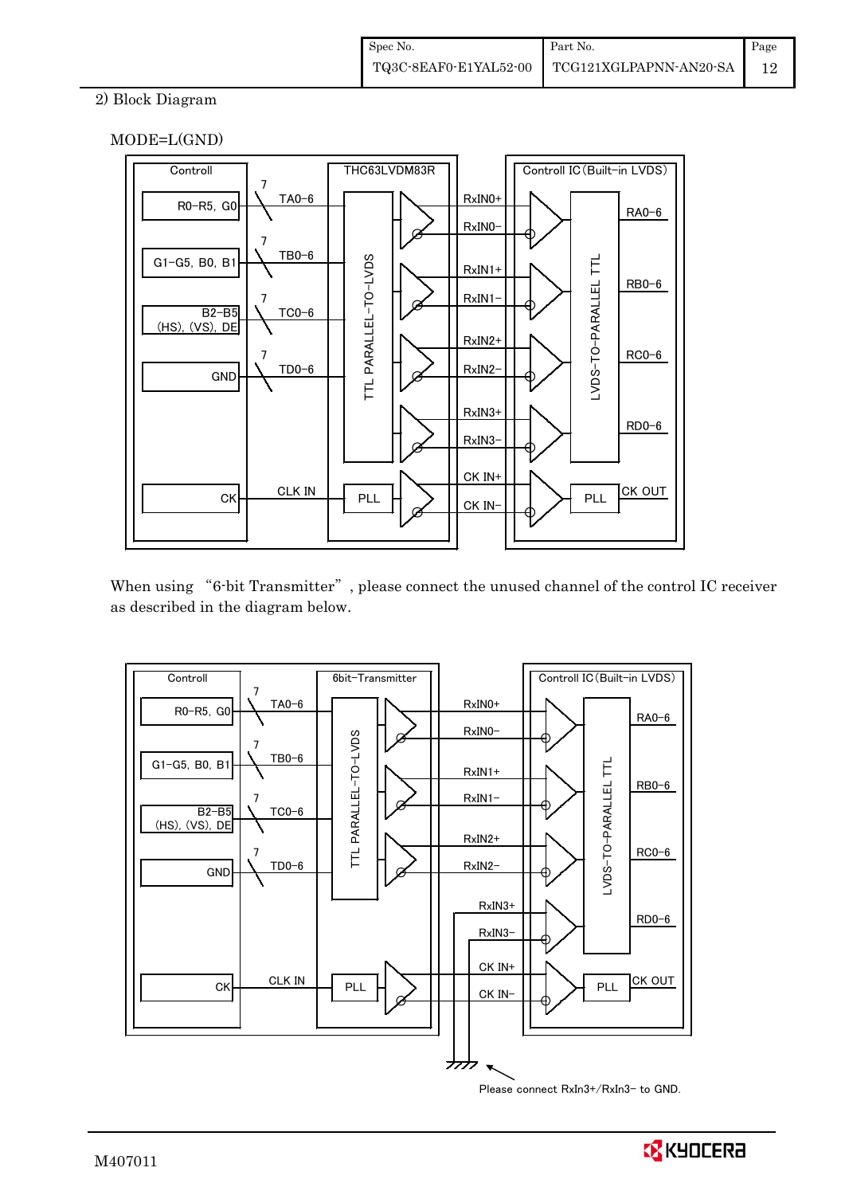2) Block Diagram

MODE=L(GND)

When using "6-bit Transmitter", please connect the unused channel of the control IC receiver as described in the diagram below.

Please connect RxIn3+/RxIn3- to GND.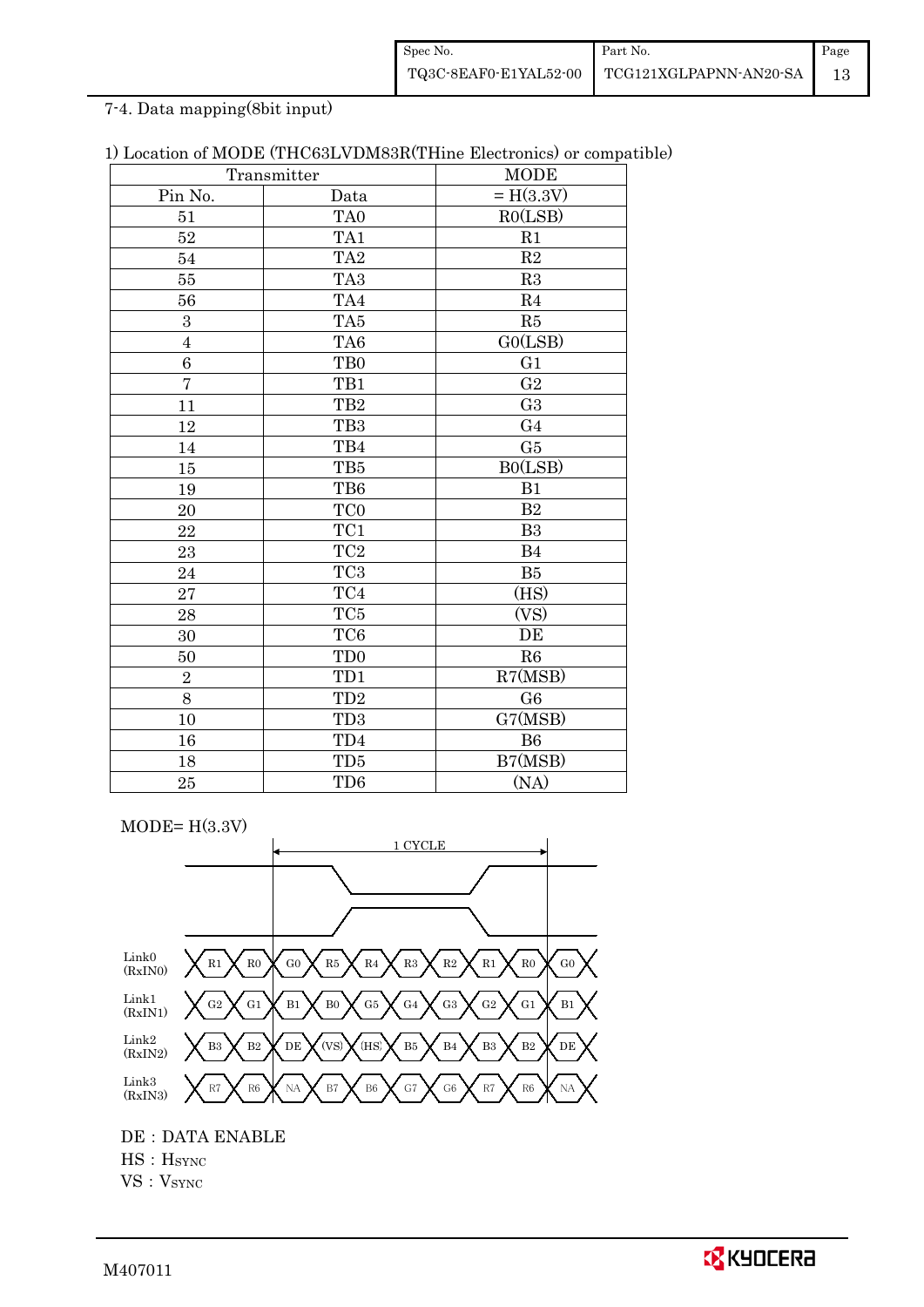7-4. Data mapping(8bit input)

1) Location of MODE (THC63LVDM83R(THine Electronics) or compatible)

| Transmitter | | MODE |
|---|---|---|
| Pin No. | Data | = H(3.3V) |
| 51 | TA0 | R0(LSB) |
| 52 | TA1 | R1 |
| 54 | TA2 | R2 |
| 55 | TA3 | R3 |
| 56 | TA4 | R4 |
| 3 | TA5 | R5 |
| 4 | TA6 | G0(LSB) |
| 6 | TB0 | G1 |
| 7 | TB1 | G2 |
| 11 | TB2 | G3 |
| 12 | TB3 | G4 |
| 14 | TB4 | G5 |
| 15 | TB5 | B0(LSB) |
| 19 | TB6 | B1 |
| 20 | TC0 | B2 |
| 22 | TC1 | B3 |
| 23 | TC2 | B4 |
| 24 | TC3 | B5 |
| 27 | TC4 | (HS) |
| 28 | TC5 | (VS) |
| 30 | TC6 | DE |
| 50 | TD0 | R6 |
| 2 | TD1 | R7(MSB) |
| 8 | TD2 | G6 |
| 10 | TD3 | G7(MSB) |
| 16 | TD4 | B6 |
| 18 | TD5 | B7(MSB) |
| 25 | TD6 | (NA) |

MODE= H(3.3V)

1 CYCLE

| Link | | | | | | | | | | |
|---|---|---|---|---|---|---|---|---|---|---|
| Link0 (RxIN0) | R1 | R0 | G0 | R5 | R4 | R3 | R2 | R1 | R0 | G0 |
| Link1 (RxIN1) | G2 | G1 | B1 | B0 | G5 | G4 | G3 | G2 | G1 | B1 |
| Link2 (RxIN2) | B3 | B2 | DE | (VS) | (HS) | B5 | B4 | B3 | B2 | DE |
| Link3 (RxIN3) | R7 | R6 | NA | B7 | B6 | G7 | G6 | R7 | R6 | NA |

DE : DATA ENABLE

HS : $H_{SYNC}$

VS : $V_{SYNC}$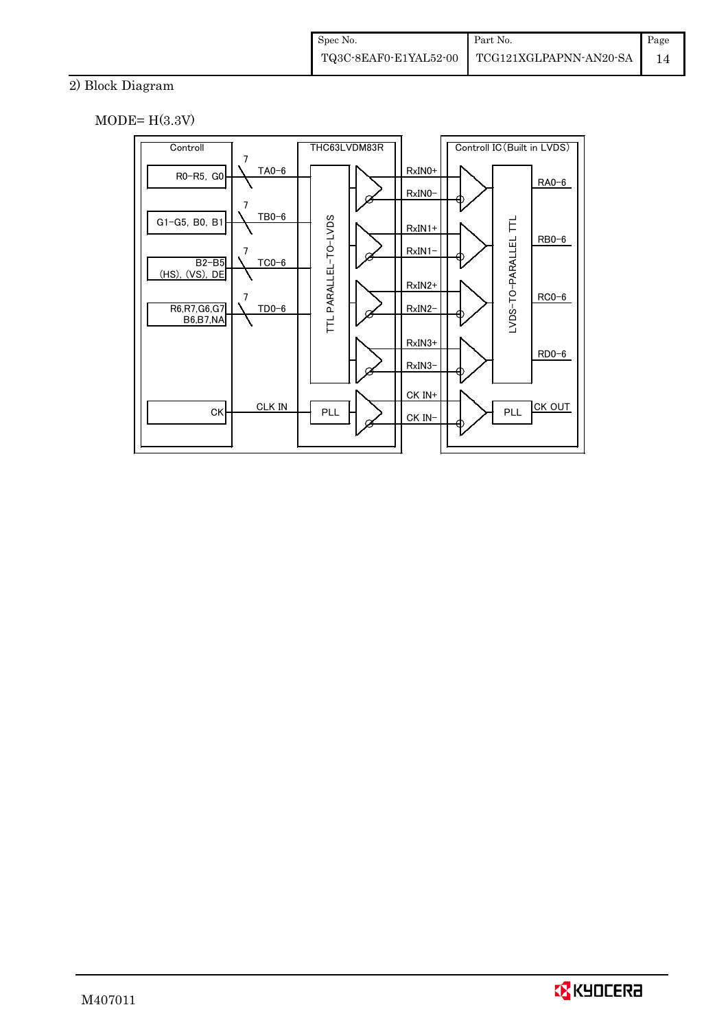2) Block Diagram

MODE= H(3.3V)

Controll | THC63LVDM83R | Controll IC (Built in LVDS)

R0-R5, G0 — 7 — TA0-6 — TTL PARALLEL-TO-LVDS — RxIN0+ / RxIN0- — LVDS-TO-PARALLEL TTL — RA0-6

G1-G5, B0, B1 — 7 — TB0-6 — RxIN1+ / RxIN1- — RB0-6

B2-B5 (HS), (VS), DE — 7 — TC0-6 — RxIN2+ / RxIN2- — RC0-6

R6,R7,G6,G7 B6,B7,NA — 7 — TD0-6 — RxIN3+ / RxIN3- — RD0-6

CK — CLK IN — PLL — CK IN+ / CK IN- — PLL — CK OUT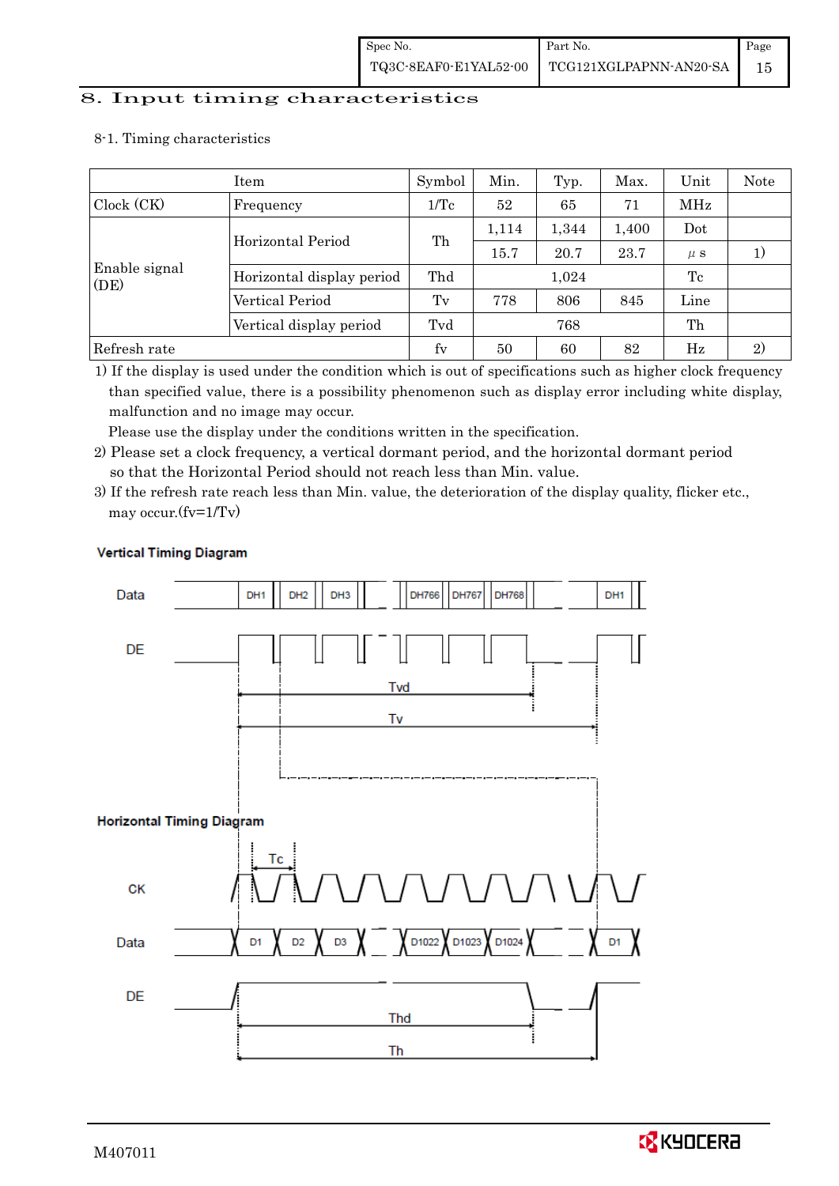## 8. Input timing characteristics

8-1. Timing characteristics

| Item | | Symbol | Min. | Typ. | Max. | Unit | Note |
|---|---|---|---|---|---|---|---|
| Clock (CK) | Frequency | 1/Tc | 52 | 65 | 71 | MHz | |
| Enable signal (DE) | Horizontal Period | Th | 1,114 | 1,344 | 1,400 | Dot | |
| | | | 15.7 | 20.7 | 23.7 | μs | 1) |
| | Horizontal display period | Thd | | 1,024 | | Tc | |
| | Vertical Period | Tv | 778 | 806 | 845 | Line | |
| | Vertical display period | Tvd | | 768 | | Th | |
| Refresh rate | | fv | 50 | 60 | 82 | Hz | 2) |

1) If the display is used under the condition which is out of specifications such as higher clock frequency than specified value, there is a possibility phenomenon such as display error including white display, malfunction and no image may occur.
Please use the display under the conditions written in the specification.

2) Please set a clock frequency, a vertical dormant period, and the horizontal dormant period so that the Horizontal Period should not reach less than Min. value.

3) If the refresh rate reach less than Min. value, the deterioration of the display quality, flicker etc., may occur.(fv=1/Tv)

**Vertical Timing Diagram**

**Horizontal Timing Diagram**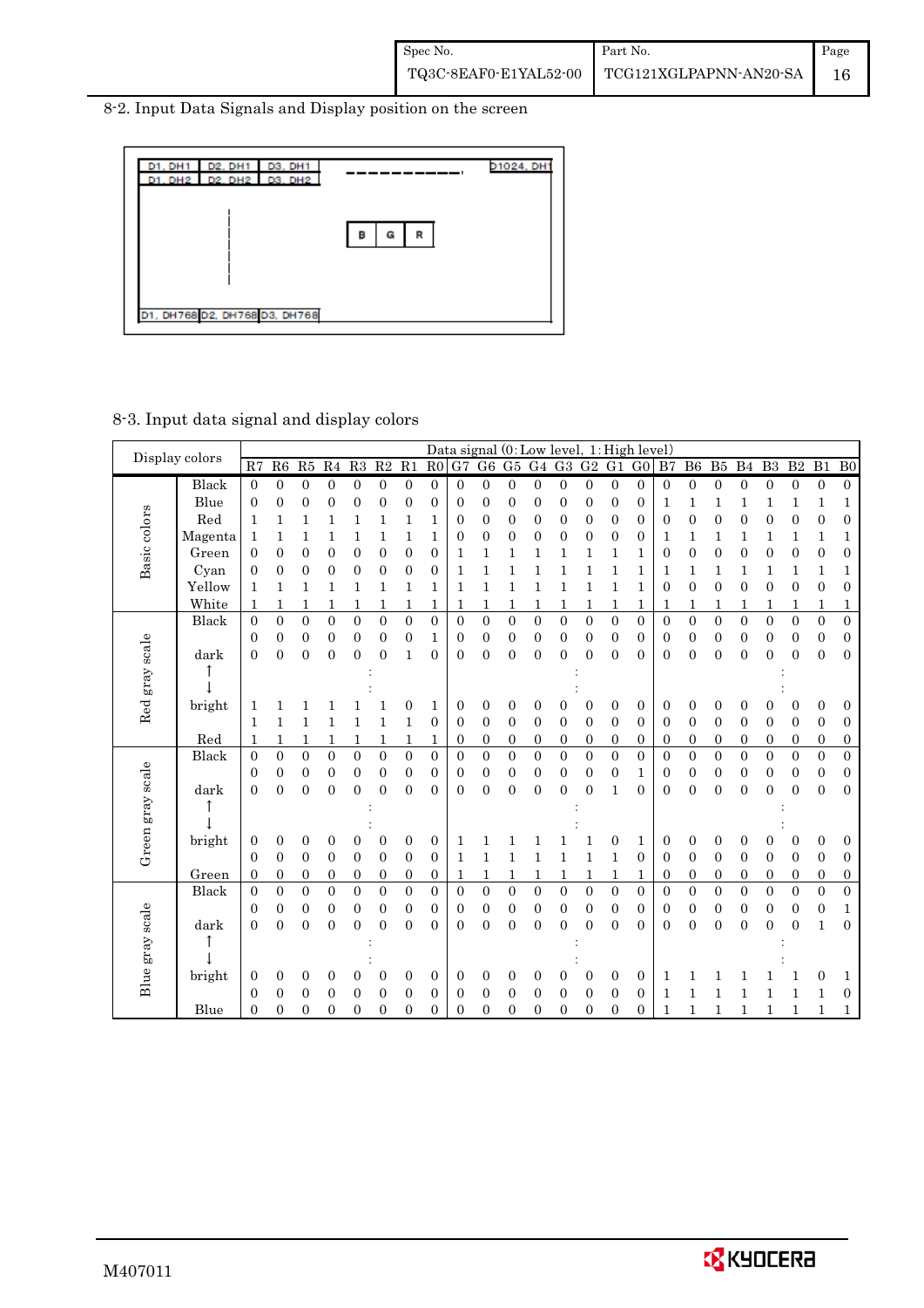## 8-2. Input Data Signals and Display position on the screen

| D1, DH1 | D2, DH1 | D3, DH1 | ---------- | D1024, DH1 |
|---|---|---|---|---|
| D1, DH2 | D2, DH2 | D3, DH2 | | |
| ⋮ | | | B G R | |
| D1, DH768 | D2, DH768 | D3, DH768 | | |

## 8-3. Input data signal and display colors

| | Display colors | R7 | R6 | R5 | R4 | R3 | R2 | R1 | R0 | G7 | G6 | G5 | G4 | G3 | G2 | G1 | G0 | B7 | B6 | B5 | B4 | B3 | B2 | B1 | B0 |
|---|---|---|---|---|---|---|---|---|---|---|---|---|---|---|---|---|---|---|---|---|---|---|---|---|---|
| | | Data signal (0: Low level, 1: High level) | | | | | | | | | | | | | | | | | | | | | | | |
| Basic colors | Black | 0 | 0 | 0 | 0 | 0 | 0 | 0 | 0 | 0 | 0 | 0 | 0 | 0 | 0 | 0 | 0 | 0 | 0 | 0 | 0 | 0 | 0 | 0 | 0 |
| | Blue | 0 | 0 | 0 | 0 | 0 | 0 | 0 | 0 | 0 | 0 | 0 | 0 | 0 | 0 | 0 | 0 | 1 | 1 | 1 | 1 | 1 | 1 | 1 | 1 |
| | Red | 1 | 1 | 1 | 1 | 1 | 1 | 1 | 1 | 0 | 0 | 0 | 0 | 0 | 0 | 0 | 0 | 0 | 0 | 0 | 0 | 0 | 0 | 0 | 0 |
| | Magenta | 1 | 1 | 1 | 1 | 1 | 1 | 1 | 1 | 0 | 0 | 0 | 0 | 0 | 0 | 0 | 0 | 1 | 1 | 1 | 1 | 1 | 1 | 1 | 1 |
| | Green | 0 | 0 | 0 | 0 | 0 | 0 | 0 | 0 | 1 | 1 | 1 | 1 | 1 | 1 | 1 | 1 | 0 | 0 | 0 | 0 | 0 | 0 | 0 | 0 |
| | Cyan | 0 | 0 | 0 | 0 | 0 | 0 | 0 | 0 | 1 | 1 | 1 | 1 | 1 | 1 | 1 | 1 | 1 | 1 | 1 | 1 | 1 | 1 | 1 | 1 |
| | Yellow | 1 | 1 | 1 | 1 | 1 | 1 | 1 | 1 | 1 | 1 | 1 | 1 | 1 | 1 | 1 | 1 | 0 | 0 | 0 | 0 | 0 | 0 | 0 | 0 |
| | White | 1 | 1 | 1 | 1 | 1 | 1 | 1 | 1 | 1 | 1 | 1 | 1 | 1 | 1 | 1 | 1 | 1 | 1 | 1 | 1 | 1 | 1 | 1 | 1 |
| Red gray scale | Black | 0 | 0 | 0 | 0 | 0 | 0 | 0 | 0 | 0 | 0 | 0 | 0 | 0 | 0 | 0 | 0 | 0 | 0 | 0 | 0 | 0 | 0 | 0 | 0 |
| | | 0 | 0 | 0 | 0 | 0 | 0 | 0 | 1 | 0 | 0 | 0 | 0 | 0 | 0 | 0 | 0 | 0 | 0 | 0 | 0 | 0 | 0 | 0 | 0 |
| | dark | 0 | 0 | 0 | 0 | 0 | 0 | 1 | 0 | 0 | 0 | 0 | 0 | 0 | 0 | 0 | 0 | 0 | 0 | 0 | 0 | 0 | 0 | 0 | 0 |
| | ↑ | | | | | : | | | | | | | | : | | | | | | | | : | | | |
| | ↓ | | | | | : | | | | | | | | : | | | | | | | | : | | | |
| | bright | 1 | 1 | 1 | 1 | 1 | 1 | 0 | 1 | 0 | 0 | 0 | 0 | 0 | 0 | 0 | 0 | 0 | 0 | 0 | 0 | 0 | 0 | 0 | 0 |
| | | 1 | 1 | 1 | 1 | 1 | 1 | 1 | 0 | 0 | 0 | 0 | 0 | 0 | 0 | 0 | 0 | 0 | 0 | 0 | 0 | 0 | 0 | 0 | 0 |
| | Red | 1 | 1 | 1 | 1 | 1 | 1 | 1 | 1 | 0 | 0 | 0 | 0 | 0 | 0 | 0 | 0 | 0 | 0 | 0 | 0 | 0 | 0 | 0 | 0 |
| Green gray scale | Black | 0 | 0 | 0 | 0 | 0 | 0 | 0 | 0 | 0 | 0 | 0 | 0 | 0 | 0 | 0 | 0 | 0 | 0 | 0 | 0 | 0 | 0 | 0 | 0 |
| | | 0 | 0 | 0 | 0 | 0 | 0 | 0 | 0 | 0 | 0 | 0 | 0 | 0 | 0 | 0 | 1 | 0 | 0 | 0 | 0 | 0 | 0 | 0 | 0 |
| | dark | 0 | 0 | 0 | 0 | 0 | 0 | 0 | 0 | 0 | 0 | 0 | 0 | 0 | 0 | 1 | 0 | 0 | 0 | 0 | 0 | 0 | 0 | 0 | 0 |
| | ↑ | | | | | : | | | | | | | | : | | | | | | | | : | | | |
| | ↓ | | | | | : | | | | | | | | : | | | | | | | | : | | | |
| | bright | 0 | 0 | 0 | 0 | 0 | 0 | 0 | 0 | 1 | 1 | 1 | 1 | 1 | 1 | 0 | 1 | 0 | 0 | 0 | 0 | 0 | 0 | 0 | 0 |
| | | 0 | 0 | 0 | 0 | 0 | 0 | 0 | 0 | 1 | 1 | 1 | 1 | 1 | 1 | 1 | 0 | 0 | 0 | 0 | 0 | 0 | 0 | 0 | 0 |
| | Green | 0 | 0 | 0 | 0 | 0 | 0 | 0 | 0 | 1 | 1 | 1 | 1 | 1 | 1 | 1 | 1 | 0 | 0 | 0 | 0 | 0 | 0 | 0 | 0 |
| Blue gray scale | Black | 0 | 0 | 0 | 0 | 0 | 0 | 0 | 0 | 0 | 0 | 0 | 0 | 0 | 0 | 0 | 0 | 0 | 0 | 0 | 0 | 0 | 0 | 0 | 0 |
| | | 0 | 0 | 0 | 0 | 0 | 0 | 0 | 0 | 0 | 0 | 0 | 0 | 0 | 0 | 0 | 0 | 0 | 0 | 0 | 0 | 0 | 0 | 0 | 1 |
| | dark | 0 | 0 | 0 | 0 | 0 | 0 | 0 | 0 | 0 | 0 | 0 | 0 | 0 | 0 | 0 | 0 | 0 | 0 | 0 | 0 | 0 | 0 | 1 | 0 |
| | ↑ | | | | | : | | | | | | | | : | | | | | | | | : | | | |
| | ↓ | | | | | : | | | | | | | | : | | | | | | | | : | | | |
| | bright | 0 | 0 | 0 | 0 | 0 | 0 | 0 | 0 | 0 | 0 | 0 | 0 | 0 | 0 | 0 | 0 | 1 | 1 | 1 | 1 | 1 | 1 | 0 | 1 |
| | | 0 | 0 | 0 | 0 | 0 | 0 | 0 | 0 | 0 | 0 | 0 | 0 | 0 | 0 | 0 | 0 | 1 | 1 | 1 | 1 | 1 | 1 | 1 | 0 |
| | Blue | 0 | 0 | 0 | 0 | 0 | 0 | 0 | 0 | 0 | 0 | 0 | 0 | 0 | 0 | 0 | 0 | 1 | 1 | 1 | 1 | 1 | 1 | 1 | 1 |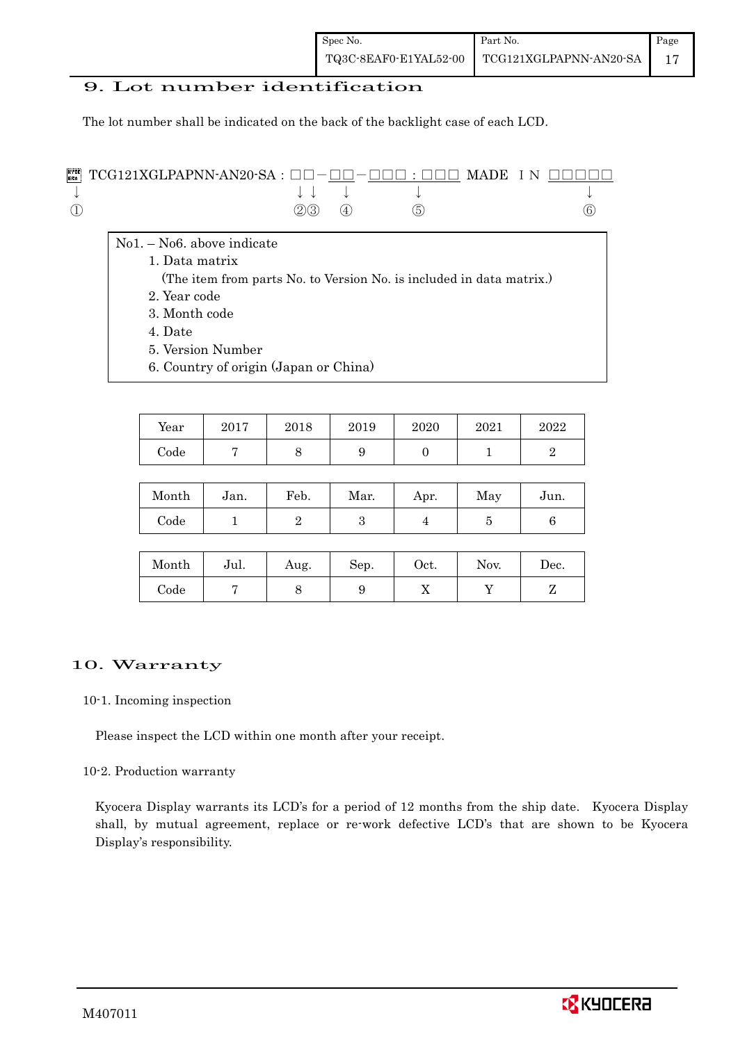## 9. Lot number identification

The lot number shall be indicated on the back of the backlight case of each LCD.

```
▩ TCG121XGLPAPNN-AN20-SA : □□－□□－□□□ : □□□  MADE  I N  □□□□□
↓                           ↓↓   ↓        ↓                ↓
①                           ②③   ④        ⑤                ⑥
```

No1. – No6. above indicate
1. Data matrix
   (The item from parts No. to Version No. is included in data matrix.)
2. Year code
3. Month code
4. Date
5. Version Number
6. Country of origin (Japan or China)

| Year | 2017 | 2018 | 2019 | 2020 | 2021 | 2022 |
|---|---|---|---|---|---|---|
| Code | 7 | 8 | 9 | 0 | 1 | 2 |

| Month | Jan. | Feb. | Mar. | Apr. | May | Jun. |
|---|---|---|---|---|---|---|
| Code | 1 | 2 | 3 | 4 | 5 | 6 |

| Month | Jul. | Aug. | Sep. | Oct. | Nov. | Dec. |
|---|---|---|---|---|---|---|
| Code | 7 | 8 | 9 | X | Y | Z |

## 10. Warranty

10-1. Incoming inspection

Please inspect the LCD within one month after your receipt.

10-2. Production warranty

Kyocera Display warrants its LCD's for a period of 12 months from the ship date. Kyocera Display shall, by mutual agreement, replace or re-work defective LCD's that are shown to be Kyocera Display's responsibility.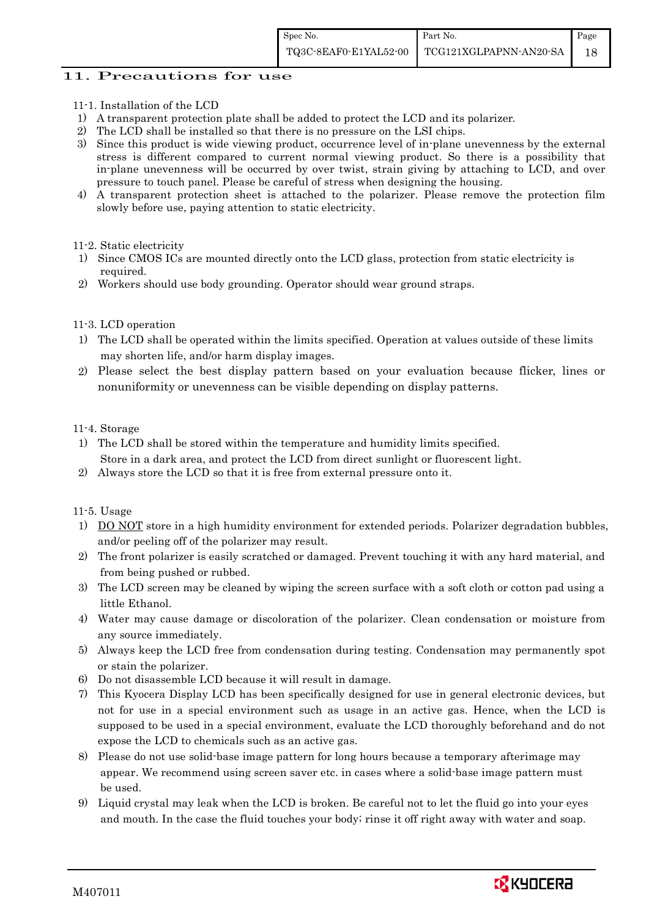## 11. Precautions for use

11-1. Installation of the LCD

1) A transparent protection plate shall be added to protect the LCD and its polarizer.
2) The LCD shall be installed so that there is no pressure on the LSI chips.
3) Since this product is wide viewing product, occurrence level of in-plane unevenness by the external stress is different compared to current normal viewing product. So there is a possibility that in-plane unevenness will be occurred by over twist, strain giving by attaching to LCD, and over pressure to touch panel. Please be careful of stress when designing the housing.
4) A transparent protection sheet is attached to the polarizer. Please remove the protection film slowly before use, paying attention to static electricity.

11-2. Static electricity

1) Since CMOS ICs are mounted directly onto the LCD glass, protection from static electricity is required.
2) Workers should use body grounding. Operator should wear ground straps.

11-3. LCD operation

1) The LCD shall be operated within the limits specified. Operation at values outside of these limits may shorten life, and/or harm display images.
2) Please select the best display pattern based on your evaluation because flicker, lines or nonuniformity or unevenness can be visible depending on display patterns.

11-4. Storage

1) The LCD shall be stored within the temperature and humidity limits specified.
   Store in a dark area, and protect the LCD from direct sunlight or fluorescent light.
2) Always store the LCD so that it is free from external pressure onto it.

11-5. Usage

1) DO NOT store in a high humidity environment for extended periods. Polarizer degradation bubbles, and/or peeling off of the polarizer may result.
2) The front polarizer is easily scratched or damaged. Prevent touching it with any hard material, and from being pushed or rubbed.
3) The LCD screen may be cleaned by wiping the screen surface with a soft cloth or cotton pad using a little Ethanol.
4) Water may cause damage or discoloration of the polarizer. Clean condensation or moisture from any source immediately.
5) Always keep the LCD free from condensation during testing. Condensation may permanently spot or stain the polarizer.
6) Do not disassemble LCD because it will result in damage.
7) This Kyocera Display LCD has been specifically designed for use in general electronic devices, but not for use in a special environment such as usage in an active gas. Hence, when the LCD is supposed to be used in a special environment, evaluate the LCD thoroughly beforehand and do not expose the LCD to chemicals such as an active gas.
8) Please do not use solid-base image pattern for long hours because a temporary afterimage may appear. We recommend using screen saver etc. in cases where a solid-base image pattern must be used.
9) Liquid crystal may leak when the LCD is broken. Be careful not to let the fluid go into your eyes and mouth. In the case the fluid touches your body; rinse it off right away with water and soap.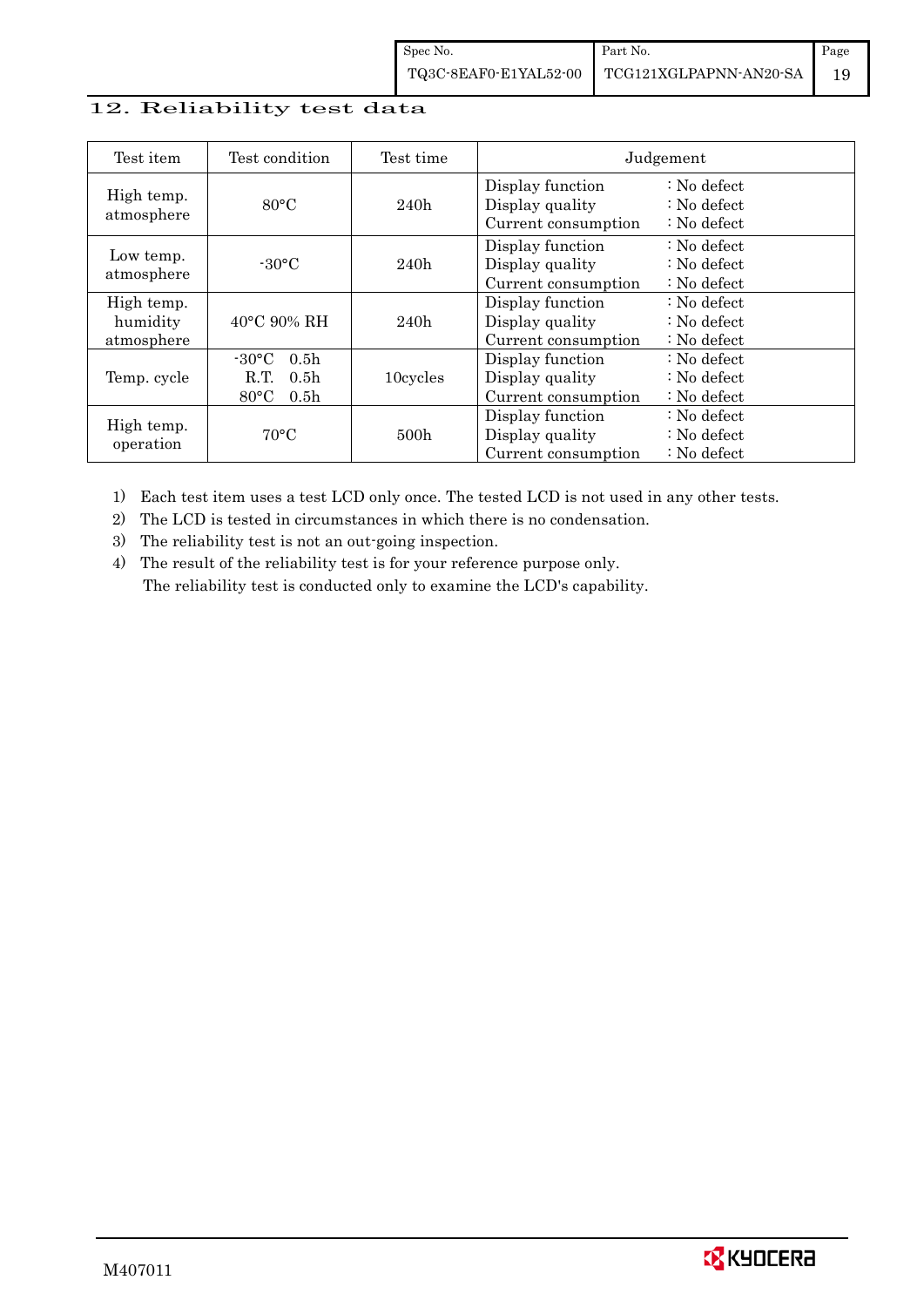## 12. Reliability test data

| Test item | Test condition | Test time | Judgement | |
|---|---|---|---|---|
| High temp. atmosphere | 80°C | 240h | Display function<br>Display quality<br>Current consumption | : No defect<br>: No defect<br>: No defect |
| Low temp. atmosphere | -30°C | 240h | Display function<br>Display quality<br>Current consumption | : No defect<br>: No defect<br>: No defect |
| High temp. humidity atmosphere | 40°C 90% RH | 240h | Display function<br>Display quality<br>Current consumption | : No defect<br>: No defect<br>: No defect |
| Temp. cycle | -30°C 0.5h<br>R.T. 0.5h<br>80°C 0.5h | 10cycles | Display function<br>Display quality<br>Current consumption | : No defect<br>: No defect<br>: No defect |
| High temp. operation | 70°C | 500h | Display function<br>Display quality<br>Current consumption | : No defect<br>: No defect<br>: No defect |

1) Each test item uses a test LCD only once. The tested LCD is not used in any other tests.
2) The LCD is tested in circumstances in which there is no condensation.
3) The reliability test is not an out-going inspection.
4) The result of the reliability test is for your reference purpose only.
   The reliability test is conducted only to examine the LCD's capability.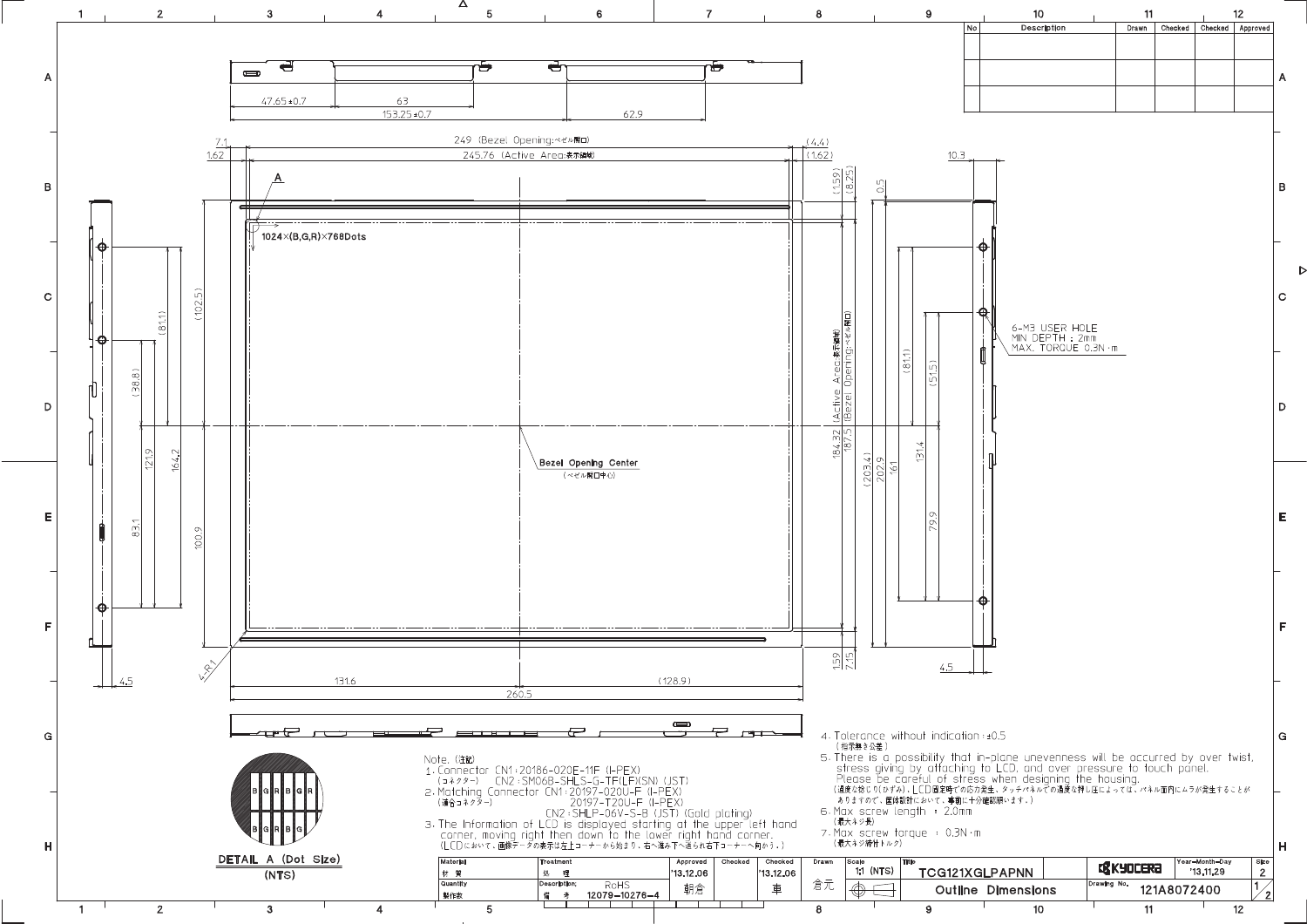Note. (注記)

1. Connector CN1: 20186-020E-11F (I-PEX)
   (コネクター)　CN2: SM06B-SHLS-G-TF(LF)(SN) (JST)
2. Matching Connector CN1: 20197-020U-F (I-PEX)
   (適合コネクター)　　　　　20197-T20U-F (I-PEX)
   CN2: SHLP-06V-S-B (JST) (Gold plating)
3. The information of LCD is displayed starting at the upper left hand corner, moving right then down to the lower right hand corner.
   (LCDにおいて、画像データの表示は左上コーナーから始まり、右へ進み下へ送られ右下コーナーへ向かう。)
4. Tolerance without indication: ±0.5
   (指示無き公差)
5. There is a possibility that in-plane unevenness will be occurred by over twist, stress giving by attaching to LCD, and over pressure to touch panel.
   Please be careful of stress when designing the housing.
   (過度な捻り(ひずみ)、LCD固定時での応力発生、タッチパネルでの過度な押し圧によっては、パネル面内にムラが発生することがありますので、筐体設計において、事前に十分確認願います。)
6. Max screw length : 2.0mm
   (最大ネジ長)
7. Max screw torque : 0.3N・m
   (最大ネジ締付トルク)

6-M3 USER HOLE
MIN DEPTH : 2mm
MAX. TORQUE 0.3N・m

DETAIL A (Dot Size) (NTS)

| Material 材質 | Treatment 処理 | Approved | Checked | Checked | Drawn | Scale | Title | | Year-Month-Day | Size |
|---|---|---|---|---|---|---|---|---|---|---|
| | | '13.12.06 | | '13.12.06 | | 1:1 (NTS) | TCG121XGLPAPNN | KYOCERA | '13.11.29 | 2 |
| Quantity 製作数 | Description: RoHS 備考 12079-10276-4 | 朝倉 | | 車 | 倉元 | | Outline Dimensions | Drawing No. 121A8072400 | | 1/2 |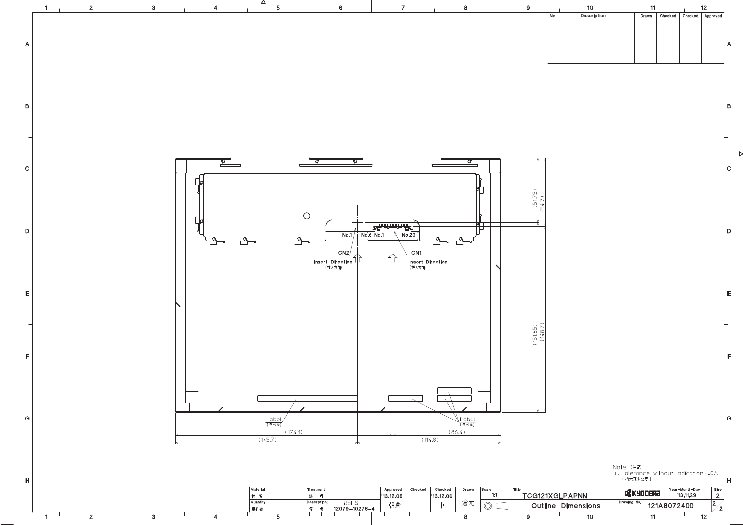| No | Description | Drawn | Checked | Checked | Approved |
|---|---|---|---|---|---|
| | | | | | |
| | | | | | |
| | | | | | |

No.1 No.6 No.1 No.20

CN2
Insert Direction
(挿入方向)

CN1
Insert Direction
(挿入方向)

Label
(ラベル)

Label
(ラベル)

(174.1)
(86.4)
(145.7)
(114.8)

(51.75)
(54.7)
(151.65)
(148.7)

Note. (注記)
1. Tolerance without indication : ±0.5
(指示無き公差)

| Material 材質 | Treatment 処理 | Approved | Checked | Checked | Drawn | Scale | Title | | Year-Month-Day | Size |
|---|---|---|---|---|---|---|---|---|---|---|
| | | '13.12.06 | | '13.12.06 | | 1:1 | TCG121XGLPAPNN | KYOCERA | '13.11.29 | 2 |
| Quantity 製作数 | Description; 備考 RoHS 12079-10276-4 | 朝倉 | | 車 | 倉元 | | Outline Dimensions | Drawing No. 121A8072400 | | 2/2 |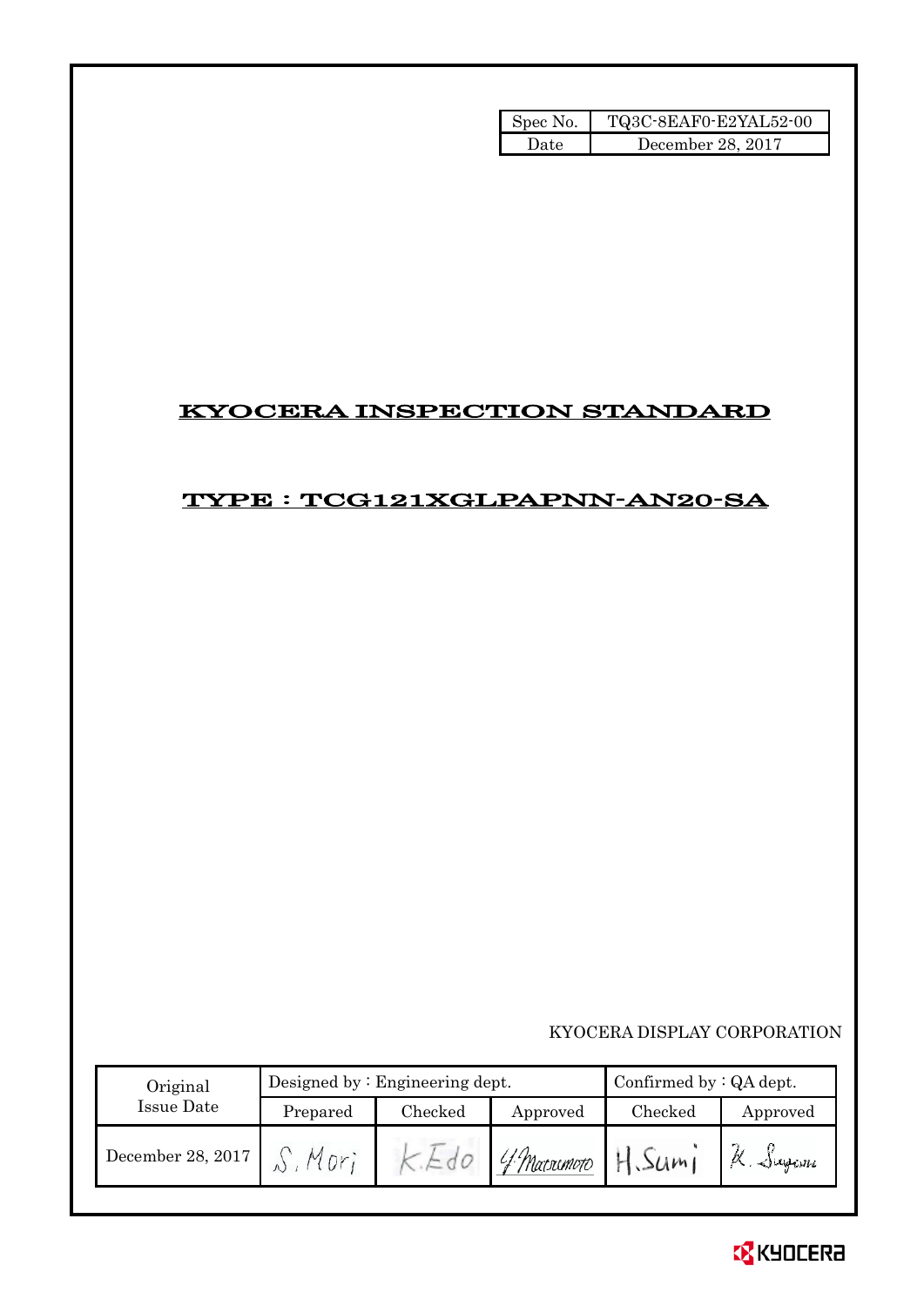| Spec No. | TQ3C-8EAF0-E2YAL52-00 |
| --- | --- |
| Date | December 28, 2017 |

# KYOCERA INSPECTION STANDARD

## TYPE : TCG121XGLPAPNN-AN20-SA

KYOCERA DISPLAY CORPORATION

| Original Issue Date | Designed by : Engineering dept. | | | Confirmed by : QA dept. | |
| --- | --- | --- | --- | --- | --- |
| | Prepared | Checked | Approved | Checked | Approved |
| December 28, 2017 | S. Mori | K. Edo | Y. Matsumoto | H. Sumi | K. Sugawa |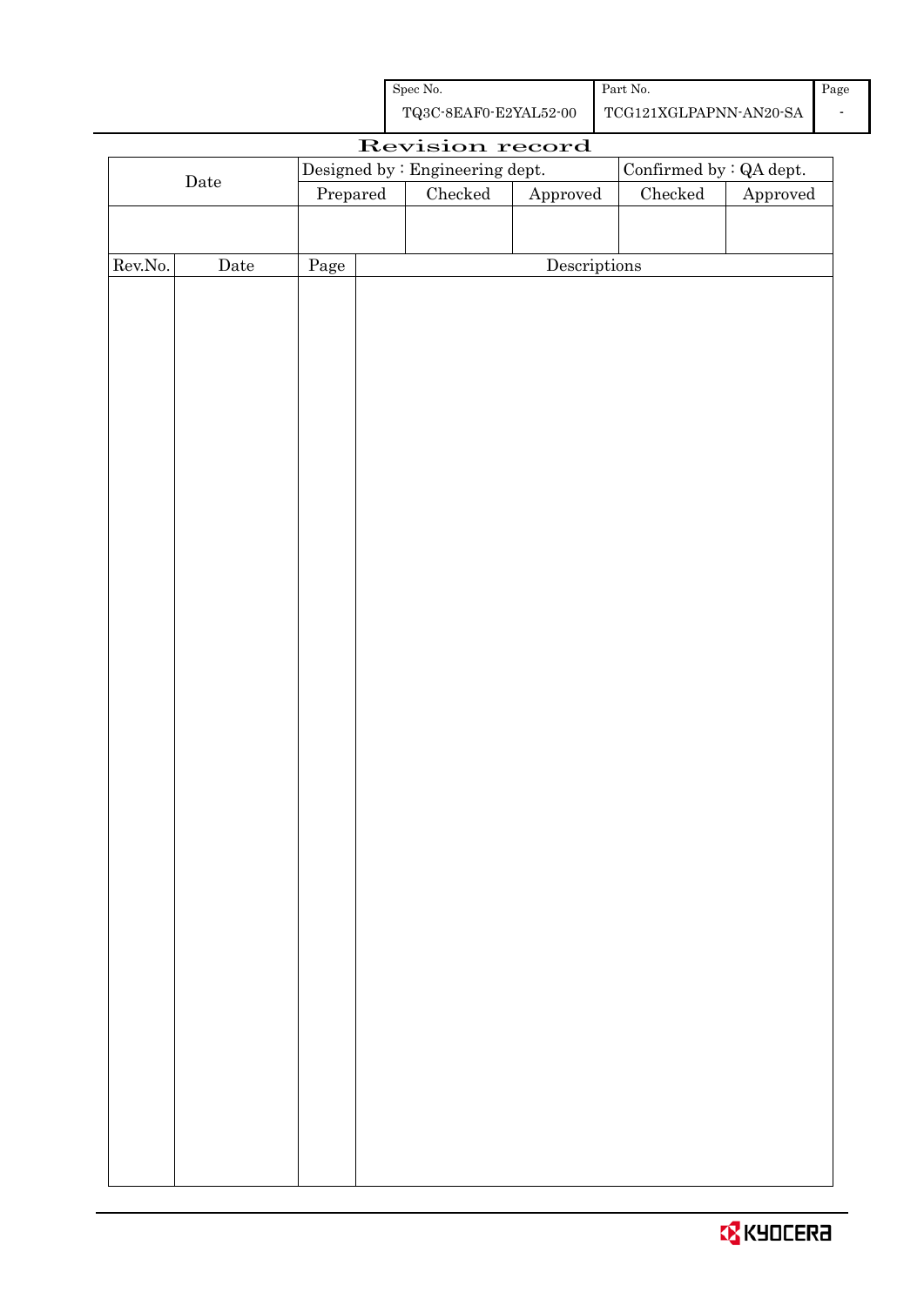| Spec No. | Part No. | Page |
|---|---|---|
| TQ3C-8EAF0-E2YAL52-00 | TCG121XGLPAPNN-AN20-SA | - |

# Revision record

| Date | Designed by : Engineering dept. | | | Confirmed by : QA dept. | |
|---|---|---|---|---|---|
| | Prepared | Checked | Approved | Checked | Approved |
| | | | | | |

| Rev.No. | Date | Page | Descriptions |
|---|---|---|---|
| | | | |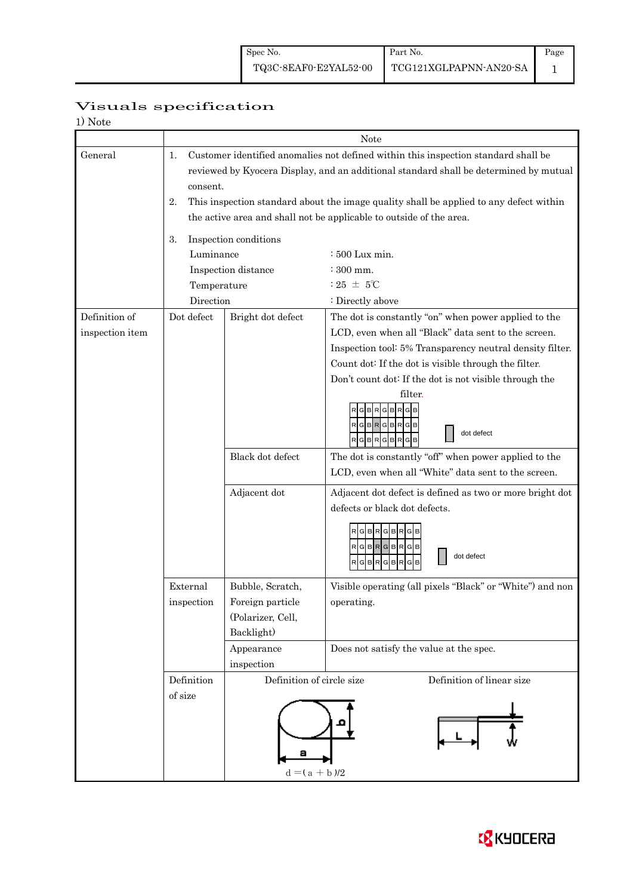# Visuals specification

1) Note

| | | | Note |
|---|---|---|---|
| General | 1. Customer identified anomalies not defined within this inspection standard shall be reviewed by Kyocera Display, and an additional standard shall be determined by mutual consent.<br>2. This inspection standard about the image quality shall be applied to any defect within the active area and shall not be applicable to outside of the area.<br>3. Inspection conditions<br>Luminance : 500 Lux min.<br>Inspection distance : 300 mm.<br>Temperature : 25 ± 5℃<br>Direction : Directly above | | |
| Definition of inspection item | Dot defect | Bright dot defect | The dot is constantly "on" when power applied to the LCD, even when all "Black" data sent to the screen.<br>Inspection tool: 5% Transparency neutral density filter.<br>Count dot: If the dot is visible through the filter.<br>Don't count dot: If the dot is not visible through the filter.<br>RGBRGBRGB / RGBRGBRGB / RGBRGBRGB — dot defect |
| | | Black dot defect | The dot is constantly "off" when power applied to the LCD, even when all "White" data sent to the screen. |
| | | Adjacent dot | Adjacent dot defect is defined as two or more bright dot defects or black dot defects.<br>RGBRGBRGB / RGBRGBRGB / RGBRGBRGB — dot defect |
| | External inspection | Bubble, Scratch, Foreign particle (Polarizer, Cell, Backlight) | Visible operating (all pixels "Black" or "White") and non operating. |
| | | Appearance inspection | Does not satisfy the value at the spec. |
| | Definition of size | Definition of circle size<br>$d = (a + b)/2$ | Definition of linear size (L, W) |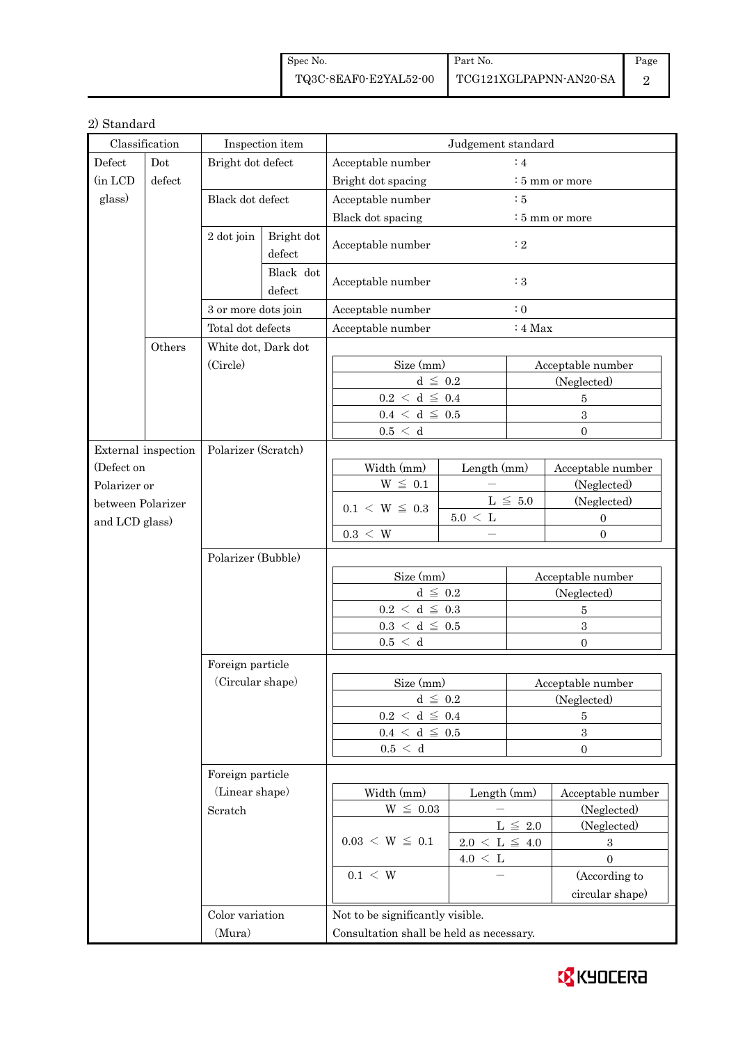2) Standard

| Classification | | Inspection item | | Judgement standard |
|---|---|---|---|---|
| Defect (in LCD glass) | Dot defect | Bright dot defect | | Acceptable number : 4<br>Bright dot spacing : 5 mm or more |
| | | Black dot defect | | Acceptable number : 5<br>Black dot spacing : 5 mm or more |
| | | 2 dot join | Bright dot defect | Acceptable number : 2 |
| | | | Black dot defect | Acceptable number : 3 |
| | | 3 or more dots join | | Acceptable number : 0 |
| | | Total dot defects | | Acceptable number : 4 Max |
| | Others | White dot, Dark dot (Circle) | | See table A |
| External inspection (Defect on Polarizer or between Polarizer and LCD glass) | | Polarizer (Scratch) | | See table B |
| | | Polarizer (Bubble) | | See table C |
| | | Foreign particle (Circular shape) | | See table D |
| | | Foreign particle (Linear shape) Scratch | | See table E |
| | | Color variation (Mura) | | Not to be significantly visible.<br>Consultation shall be held as necessary. |

Table A: White dot, Dark dot (Circle)

| Size (mm) | Acceptable number |
|---|---|
| d ≦ 0.2 | (Neglected) |
| 0.2 < d ≦ 0.4 | 5 |
| 0.4 < d ≦ 0.5 | 3 |
| 0.5 < d | 0 |

Table B: Polarizer (Scratch)

| Width (mm) | Length (mm) | Acceptable number |
|---|---|---|
| W ≦ 0.1 | − | (Neglected) |
| 0.1 < W ≦ 0.3 | L ≦ 5.0 | (Neglected) |
| | 5.0 < L | 0 |
| 0.3 < W | − | 0 |

Table C: Polarizer (Bubble)

| Size (mm) | Acceptable number |
|---|---|
| d ≦ 0.2 | (Neglected) |
| 0.2 < d ≦ 0.3 | 5 |
| 0.3 < d ≦ 0.5 | 3 |
| 0.5 < d | 0 |

Table D: Foreign particle (Circular shape)

| Size (mm) | Acceptable number |
|---|---|
| d ≦ 0.2 | (Neglected) |
| 0.2 < d ≦ 0.4 | 5 |
| 0.4 < d ≦ 0.5 | 3 |
| 0.5 < d | 0 |

Table E: Foreign particle (Linear shape), Scratch

| Width (mm) | Length (mm) | Acceptable number |
|---|---|---|
| W ≦ 0.03 | − | (Neglected) |
| 0.03 < W ≦ 0.1 | L ≦ 2.0 | (Neglected) |
| | 2.0 < L ≦ 4.0 | 3 |
| | 4.0 < L | 0 |
| 0.1 < W | − | (According to circular shape) |